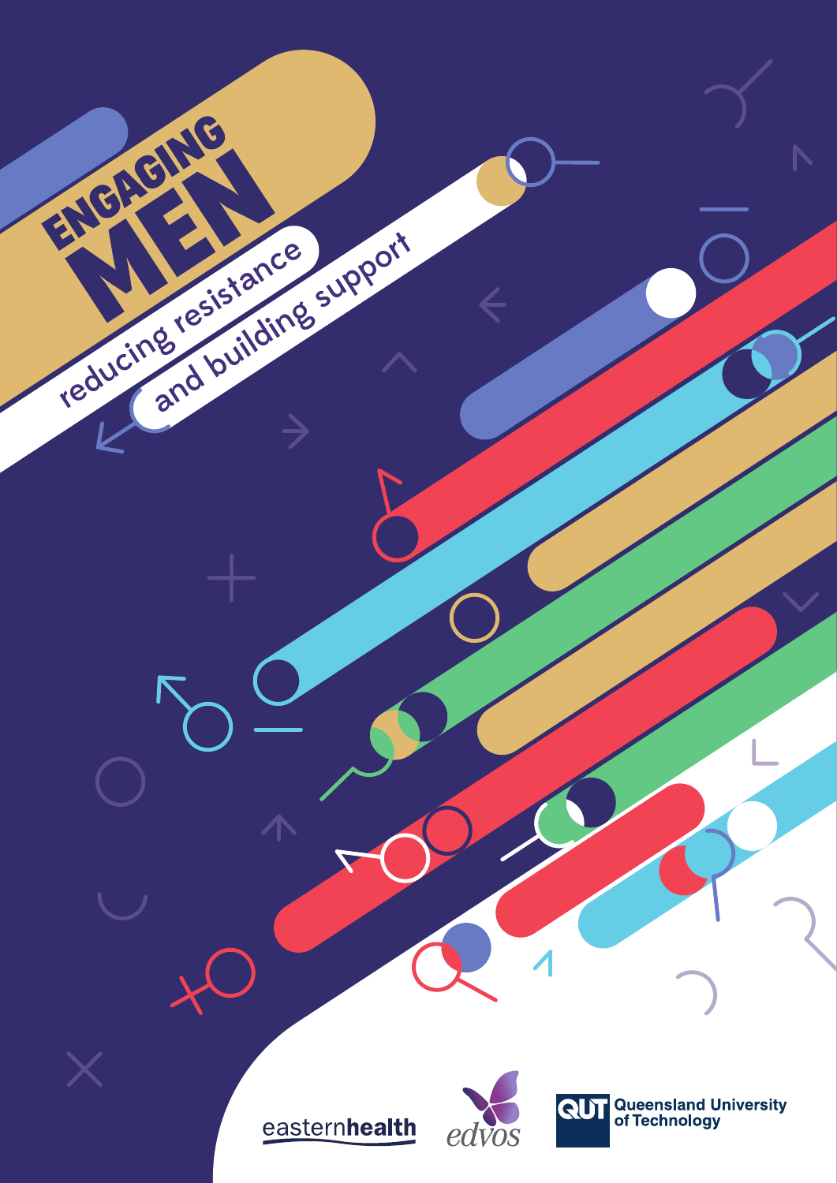# ENGAGING MEN

## reducing resistance and building support

easternhealth

edvos

QUT Queensland University of Technology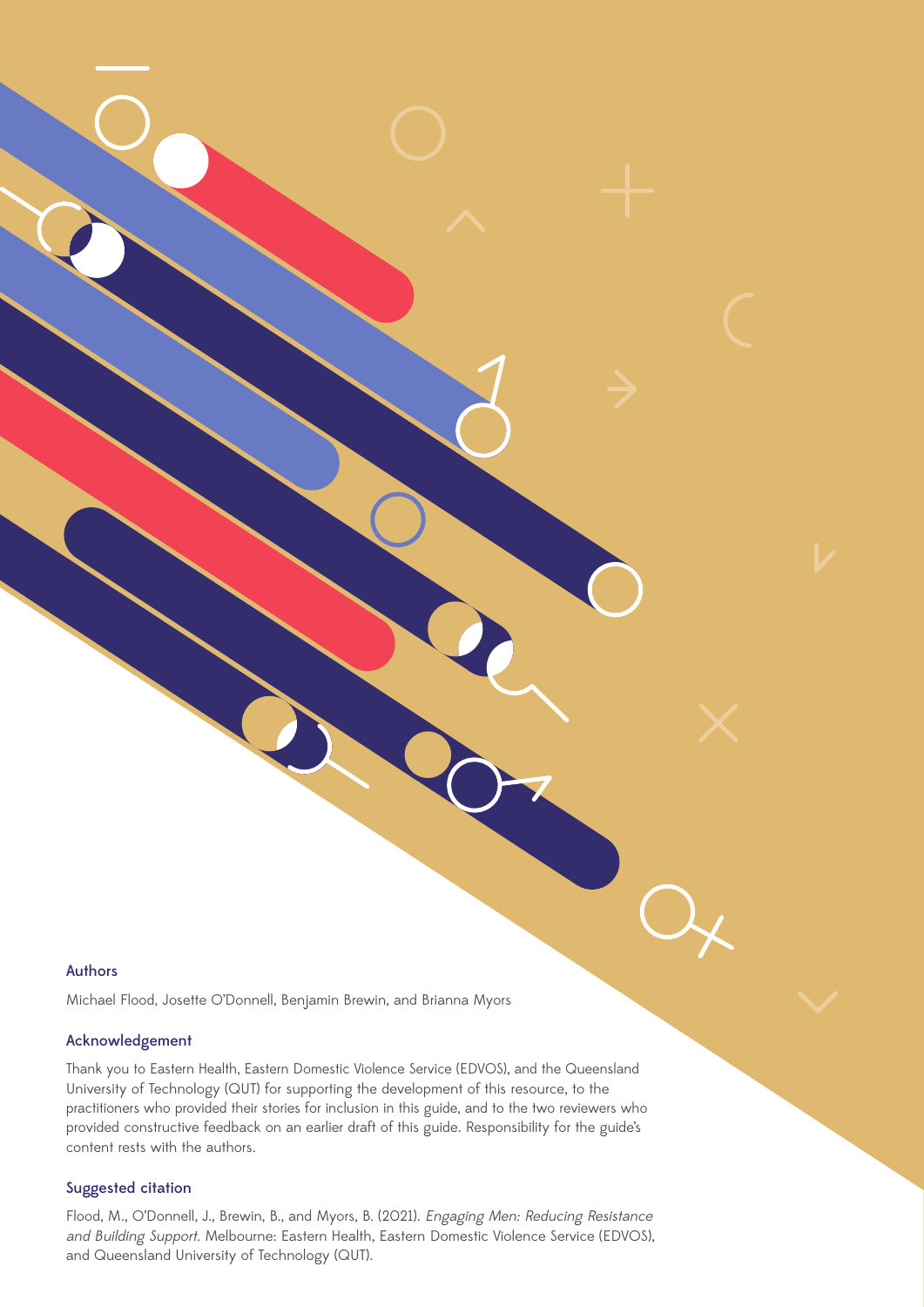## Authors

Michael Flood, Josette O'Donnell, Benjamin Brewin, and Brianna Myors

## Acknowledgement

Thank you to Eastern Health, Eastern Domestic Violence Service (EDVOS), and the Queensland University of Technology (QUT) for supporting the development of this resource, to the practitioners who provided their stories for inclusion in this guide, and to the two reviewers who provided constructive feedback on an earlier draft of this guide. Responsibility for the guide's content rests with the authors.

## Suggested citation

Flood, M., O'Donnell, J., Brewin, B., and Myors, B. (2021). *Engaging Men: Reducing Resistance and Building Support.* Melbourne: Eastern Health, Eastern Domestic Violence Service (EDVOS), and Queensland University of Technology (QUT).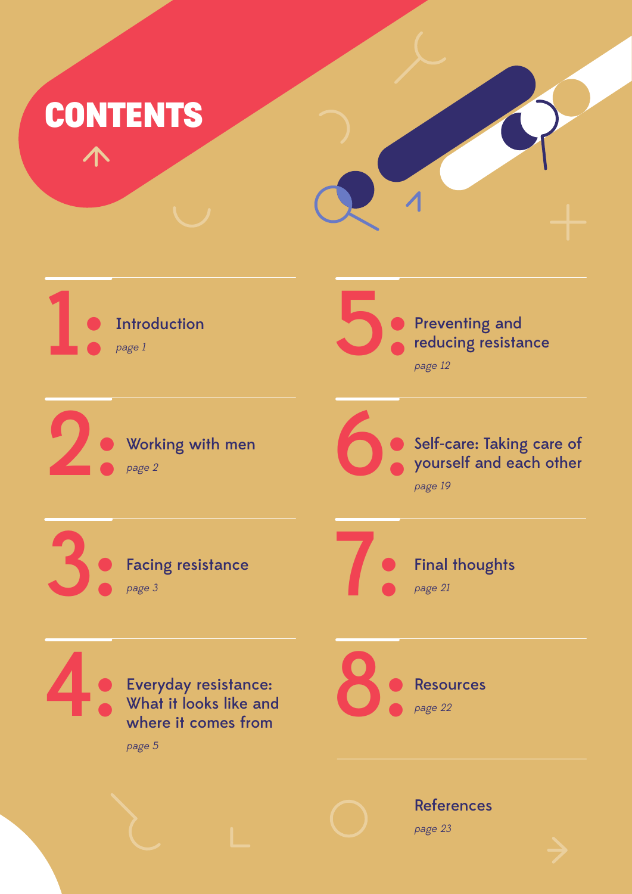# CONTENTS

1: Introduction
*page 1*

2: Working with men
*page 2*

3: Facing resistance
*page 3*

4: Everyday resistance: What it looks like and where it comes from
*page 5*

5: Preventing and reducing resistance
*page 12*

6: Self-care: Taking care of yourself and each other
*page 19*

7: Final thoughts
*page 21*

8: Resources
*page 22*

References
*page 23*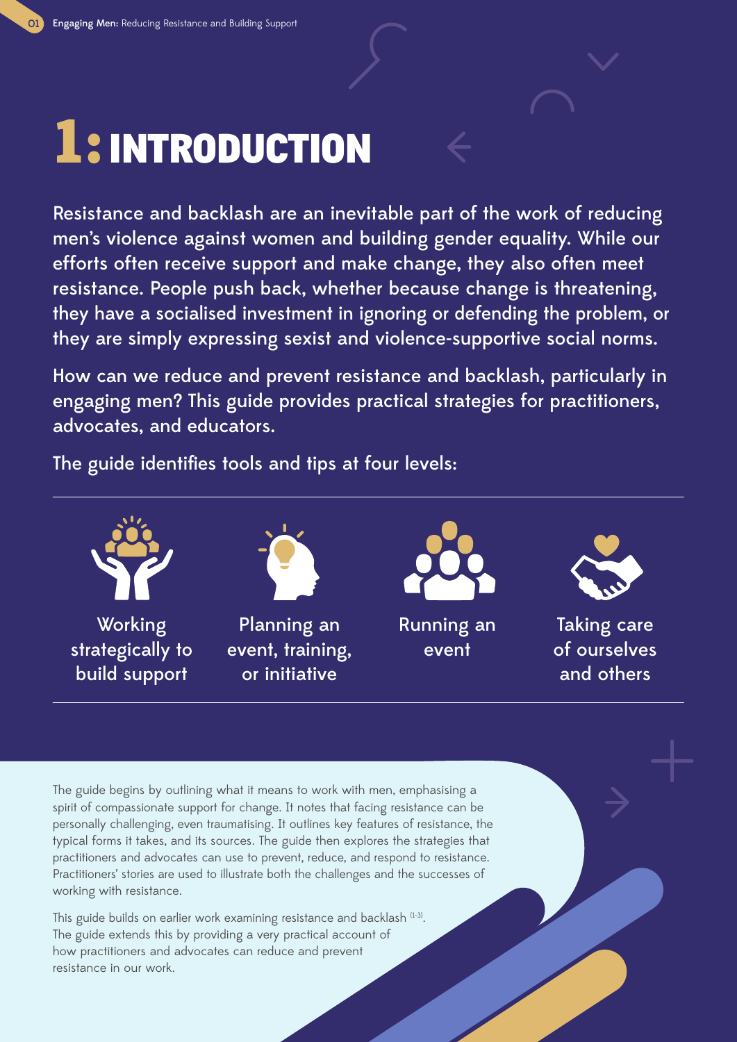# 1: INTRODUCTION

Resistance and backlash are an inevitable part of the work of reducing men's violence against women and building gender equality. While our efforts often receive support and make change, they also often meet resistance. People push back, whether because change is threatening, they have a socialised investment in ignoring or defending the problem, or they are simply expressing sexist and violence-supportive social norms.

How can we reduce and prevent resistance and backlash, particularly in engaging men? This guide provides practical strategies for practitioners, advocates, and educators.

The guide identifies tools and tips at four levels:

- Working strategically to build support
- Planning an event, training, or initiative
- Running an event
- Taking care of ourselves and others

The guide begins by outlining what it means to work with men, emphasising a spirit of compassionate support for change. It notes that facing resistance can be personally challenging, even traumatising. It outlines key features of resistance, the typical forms it takes, and its sources. The guide then explores the strategies that practitioners and advocates can use to prevent, reduce, and respond to resistance. Practitioners' stories are used to illustrate both the challenges and the successes of working with resistance.

This guide builds on earlier work examining resistance and backlash [1-3]. The guide extends this by providing a very practical account of how practitioners and advocates can reduce and prevent resistance in our work.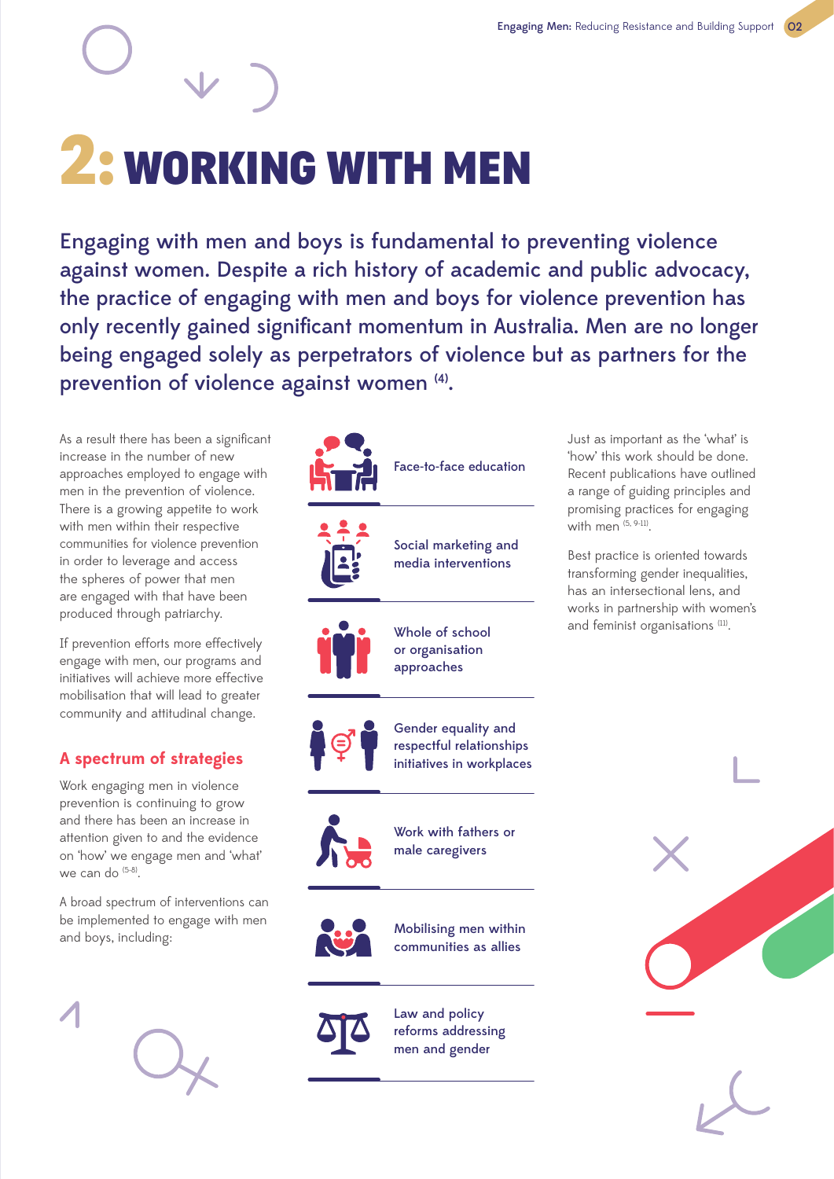# 2: WORKING WITH MEN

Engaging with men and boys is fundamental to preventing violence against women. Despite a rich history of academic and public advocacy, the practice of engaging with men and boys for violence prevention has only recently gained significant momentum in Australia. Men are no longer being engaged solely as perpetrators of violence but as partners for the prevention of violence against women [4].

As a result there has been a significant increase in the number of new approaches employed to engage with men in the prevention of violence. There is a growing appetite to work with men within their respective communities for violence prevention in order to leverage and access the spheres of power that men are engaged with that have been produced through patriarchy.

If prevention efforts more effectively engage with men, our programs and initiatives will achieve more effective mobilisation that will lead to greater community and attitudinal change.

## A spectrum of strategies

Work engaging men in violence prevention is continuing to grow and there has been an increase in attention given to and the evidence on 'how' we engage men and 'what' we can do [5-8].

A broad spectrum of interventions can be implemented to engage with men and boys, including:

- Face-to-face education
- Social marketing and media interventions
- Whole of school or organisation approaches
- Gender equality and respectful relationships initiatives in workplaces
- Work with fathers or male caregivers
- Mobilising men within communities as allies
- Law and policy reforms addressing men and gender

Just as important as the 'what' is 'how' this work should be done. Recent publications have outlined a range of guiding principles and promising practices for engaging with men [5, 9-11].

Best practice is oriented towards transforming gender inequalities, has an intersectional lens, and works in partnership with women's and feminist organisations [11].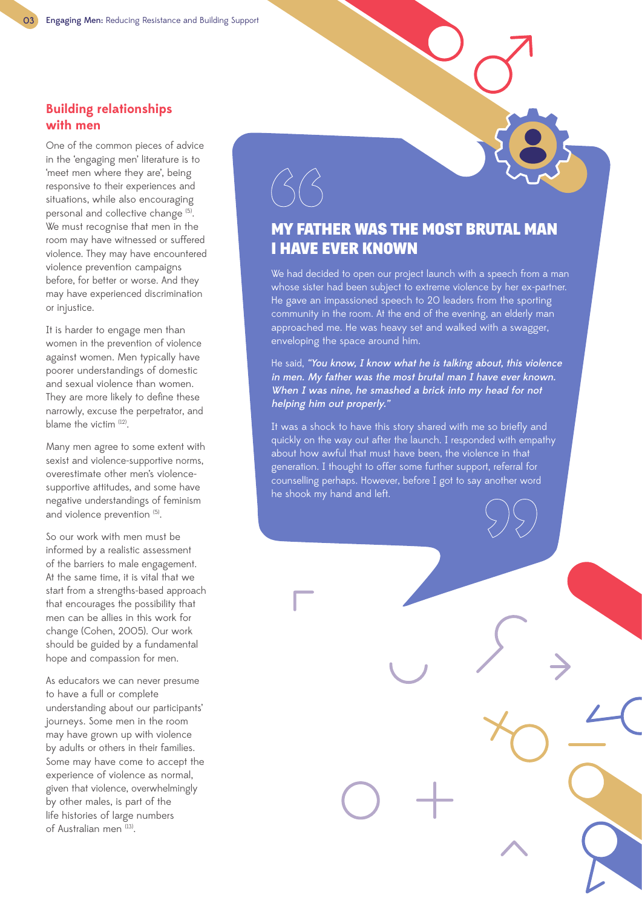## Building relationships with men

One of the common pieces of advice in the 'engaging men' literature is to 'meet men where they are', being responsive to their experiences and situations, while also encouraging personal and collective change [5]. We must recognise that men in the room may have witnessed or suffered violence. They may have encountered violence prevention campaigns before, for better or worse. And they may have experienced discrimination or injustice.

It is harder to engage men than women in the prevention of violence against women. Men typically have poorer understandings of domestic and sexual violence than women. They are more likely to define these narrowly, excuse the perpetrator, and blame the victim [12].

Many men agree to some extent with sexist and violence-supportive norms, overestimate other men's violence-supportive attitudes, and some have negative understandings of feminism and violence prevention [5].

So our work with men must be informed by a realistic assessment of the barriers to male engagement. At the same time, it is vital that we start from a strengths-based approach that encourages the possibility that men can be allies in this work for change (Cohen, 2005). Our work should be guided by a fundamental hope and compassion for men.

As educators we can never presume to have a full or complete understanding about our participants' journeys. Some men in the room may have grown up with violence by adults or others in their families. Some may have come to accept the experience of violence as normal, given that violence, overwhelmingly by other males, is part of the life histories of large numbers of Australian men [13].

### MY FATHER WAS THE MOST BRUTAL MAN I HAVE EVER KNOWN

We had decided to open our project launch with a speech from a man whose sister had been subject to extreme violence by her ex-partner. He gave an impassioned speech to 20 leaders from the sporting community in the room. At the end of the evening, an elderly man approached me. He was heavy set and walked with a swagger, enveloping the space around him.

He said, ***"You know, I know what he is talking about, this violence in men. My father was the most brutal man I have ever known. When I was nine, he smashed a brick into my head for not helping him out properly."***

It was a shock to have this story shared with me so briefly and quickly on the way out after the launch. I responded with empathy about how awful that must have been, the violence in that generation. I thought to offer some further support, referral for counselling perhaps. However, before I got to say another word he shook my hand and left.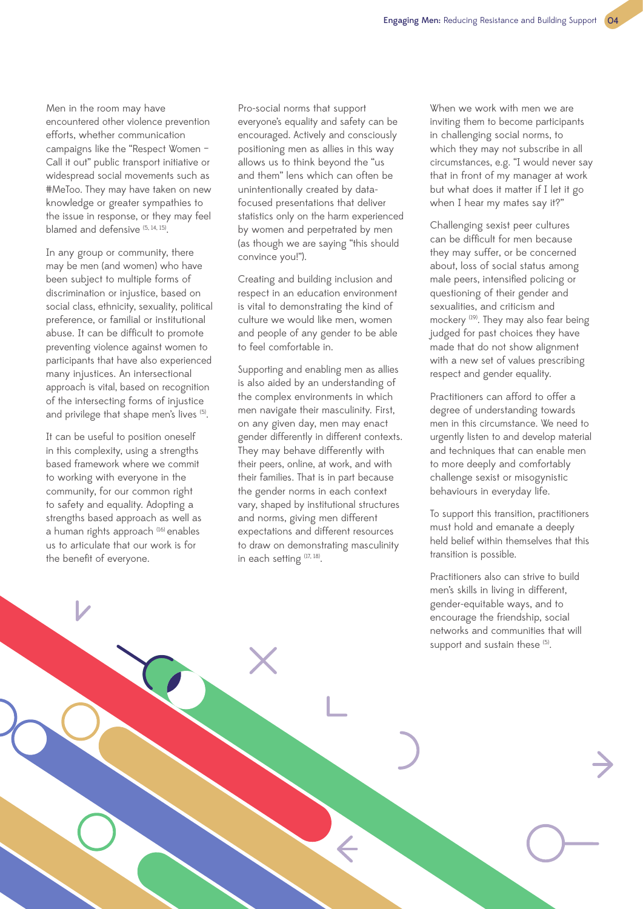Men in the room may have encountered other violence prevention efforts, whether communication campaigns like the "Respect Women – Call it out" public transport initiative or widespread social movements such as #MeToo. They may have taken on new knowledge or greater sympathies to the issue in response, or they may feel blamed and defensive [5, 14, 15].

In any group or community, there may be men (and women) who have been subject to multiple forms of discrimination or injustice, based on social class, ethnicity, sexuality, political preference, or familial or institutional abuse. It can be difficult to promote preventing violence against women to participants that have also experienced many injustices. An intersectional approach is vital, based on recognition of the intersecting forms of injustice and privilege that shape men's lives [5].

It can be useful to position oneself in this complexity, using a strengths based framework where we commit to working with everyone in the community, for our common right to safety and equality. Adopting a strengths based approach as well as a human rights approach [16] enables us to articulate that our work is for the benefit of everyone.

Pro-social norms that support everyone's equality and safety can be encouraged. Actively and consciously positioning men as allies in this way allows us to think beyond the "us and them" lens which can often be unintentionally created by data-focused presentations that deliver statistics only on the harm experienced by women and perpetrated by men (as though we are saying "this should convince you!").

Creating and building inclusion and respect in an education environment is vital to demonstrating the kind of culture we would like men, women and people of any gender to be able to feel comfortable in.

Supporting and enabling men as allies is also aided by an understanding of the complex environments in which men navigate their masculinity. First, on any given day, men may enact gender differently in different contexts. They may behave differently with their peers, online, at work, and with their families. That is in part because the gender norms in each context vary, shaped by institutional structures and norms, giving men different expectations and different resources to draw on demonstrating masculinity in each setting [17, 18].

When we work with men we are inviting them to become participants in challenging social norms, to which they may not subscribe in all circumstances, e.g. "I would never say that in front of my manager at work but what does it matter if I let it go when I hear my mates say it?"

Challenging sexist peer cultures can be difficult for men because they may suffer, or be concerned about, loss of social status among male peers, intensified policing or questioning of their gender and sexualities, and criticism and mockery [19]. They may also fear being judged for past choices they have made that do not show alignment with a new set of values prescribing respect and gender equality.

Practitioners can afford to offer a degree of understanding towards men in this circumstance. We need to urgently listen to and develop material and techniques that can enable men to more deeply and comfortably challenge sexist or misogynistic behaviours in everyday life.

To support this transition, practitioners must hold and emanate a deeply held belief within themselves that this transition is possible.

Practitioners also can strive to build men's skills in living in different, gender-equitable ways, and to encourage the friendship, social networks and communities that will support and sustain these [5].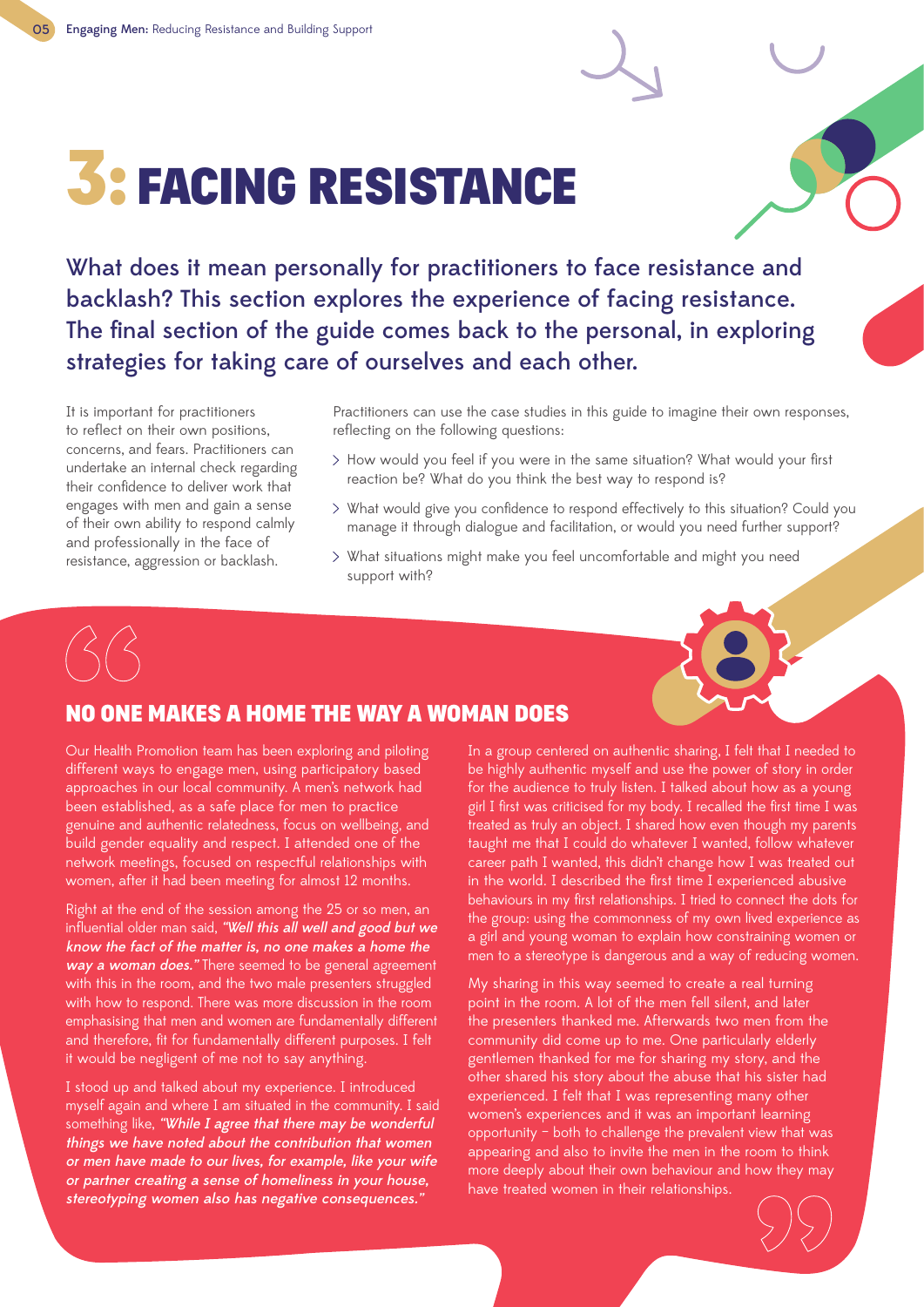# 3: FACING RESISTANCE

**What does it mean personally for practitioners to face resistance and backlash? This section explores the experience of facing resistance. The final section of the guide comes back to the personal, in exploring strategies for taking care of ourselves and each other.**

It is important for practitioners to reflect on their own positions, concerns, and fears. Practitioners can undertake an internal check regarding their confidence to deliver work that engages with men and gain a sense of their own ability to respond calmly and professionally in the face of resistance, aggression or backlash.

Practitioners can use the case studies in this guide to imagine their own responses, reflecting on the following questions:

- How would you feel if you were in the same situation? What would your first reaction be? What do you think the best way to respond is?
- What would give you confidence to respond effectively to this situation? Could you manage it through dialogue and facilitation, or would you need further support?
- What situations might make you feel uncomfortable and might you need support with?

## NO ONE MAKES A HOME THE WAY A WOMAN DOES

Our Health Promotion team has been exploring and piloting different ways to engage men, using participatory based approaches in our local community. A men's network had been established, as a safe place for men to practice genuine and authentic relatedness, focus on wellbeing, and build gender equality and respect. I attended one of the network meetings, focused on respectful relationships with women, after it had been meeting for almost 12 months.

Right at the end of the session among the 25 or so men, an influential older man said, ***"Well this all well and good but we know the fact of the matter is, no one makes a home the way a woman does."*** There seemed to be general agreement with this in the room, and the two male presenters struggled with how to respond. There was more discussion in the room emphasising that men and women are fundamentally different and therefore, fit for fundamentally different purposes. I felt it would be negligent of me not to say anything.

I stood up and talked about my experience. I introduced myself again and where I am situated in the community. I said something like, ***"While I agree that there may be wonderful things we have noted about the contribution that women or men have made to our lives, for example, like your wife or partner creating a sense of homeliness in your house, stereotyping women also has negative consequences."***

In a group centered on authentic sharing, I felt that I needed to be highly authentic myself and use the power of story in order for the audience to truly listen. I talked about how as a young girl I first was criticised for my body. I recalled the first time I was treated as truly an object. I shared how even though my parents taught me that I could do whatever I wanted, follow whatever career path I wanted, this didn't change how I was treated out in the world. I described the first time I experienced abusive behaviours in my first relationships. I tried to connect the dots for the group: using the commonness of my own lived experience as a girl and young woman to explain how constraining women or men to a stereotype is dangerous and a way of reducing women.

My sharing in this way seemed to create a real turning point in the room. A lot of the men fell silent, and later the presenters thanked me. Afterwards two men from the community did come up to me. One particularly elderly gentlemen thanked for me for sharing my story, and the other shared his story about the abuse that his sister had experienced. I felt that I was representing many other women's experiences and it was an important learning opportunity – both to challenge the prevalent view that was appearing and also to invite the men in the room to think more deeply about their own behaviour and how they may have treated women in their relationships.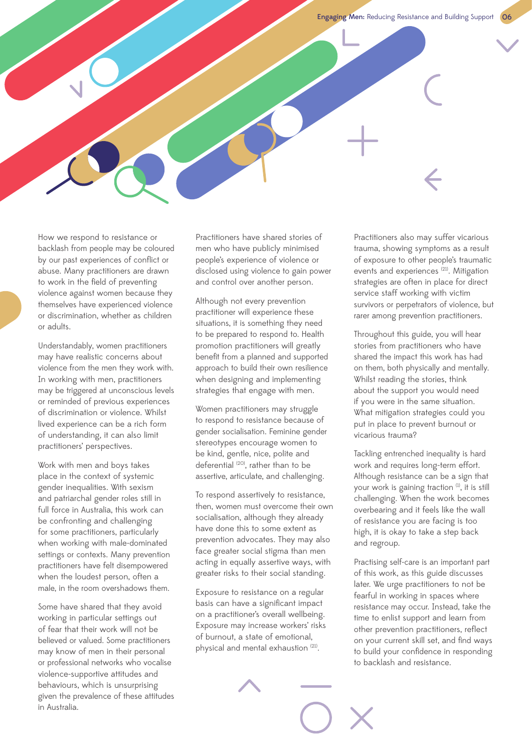How we respond to resistance or backlash from people may be coloured by our past experiences of conflict or abuse. Many practitioners are drawn to work in the field of preventing violence against women because they themselves have experienced violence or discrimination, whether as children or adults.

Understandably, women practitioners may have realistic concerns about violence from the men they work with. In working with men, practitioners may be triggered at unconscious levels or reminded of previous experiences of discrimination or violence. Whilst lived experience can be a rich form of understanding, it can also limit practitioners' perspectives.

Work with men and boys takes place in the context of systemic gender inequalities. With sexism and patriarchal gender roles still in full force in Australia, this work can be confronting and challenging for some practitioners, particularly when working with male-dominated settings or contexts. Many prevention practitioners have felt disempowered when the loudest person, often a male, in the room overshadows them.

Some have shared that they avoid working in particular settings out of fear that their work will not be believed or valued. Some practitioners may know of men in their personal or professional networks who vocalise violence-supportive attitudes and behaviours, which is unsurprising given the prevalence of these attitudes in Australia.

Practitioners have shared stories of men who have publicly minimised people's experience of violence or disclosed using violence to gain power and control over another person.

Although not every prevention practitioner will experience these situations, it is something they need to be prepared to respond to. Health promotion practitioners will greatly benefit from a planned and supported approach to build their own resilience when designing and implementing strategies that engage with men.

Women practitioners may struggle to respond to resistance because of gender socialisation. Feminine gender stereotypes encourage women to be kind, gentle, nice, polite and deferential [20], rather than to be assertive, articulate, and challenging.

To respond assertively to resistance, then, women must overcome their own socialisation, although they already have done this to some extent as prevention advocates. They may also face greater social stigma than men acting in equally assertive ways, with greater risks to their social standing.

Exposure to resistance on a regular basis can have a significant impact on a practitioner's overall wellbeing. Exposure may increase workers' risks of burnout, a state of emotional, physical and mental exhaustion [21].

Practitioners also may suffer vicarious trauma, showing symptoms as a result of exposure to other people's traumatic events and experiences [21]. Mitigation strategies are often in place for direct service staff working with victim survivors or perpetrators of violence, but rarer among prevention practitioners.

Throughout this guide, you will hear stories from practitioners who have shared the impact this work has had on them, both physically and mentally. Whilst reading the stories, think about the support you would need if you were in the same situation. What mitigation strategies could you put in place to prevent burnout or vicarious trauma?

Tackling entrenched inequality is hard work and requires long-term effort. Although resistance can be a sign that your work is gaining traction [1], it is still challenging. When the work becomes overbearing and it feels like the wall of resistance you are facing is too high, it is okay to take a step back and regroup.

Practising self-care is an important part of this work, as this guide discusses later. We urge practitioners to not be fearful in working in spaces where resistance may occur. Instead, take the time to enlist support and learn from other prevention practitioners, reflect on your current skill set, and find ways to build your confidence in responding to backlash and resistance.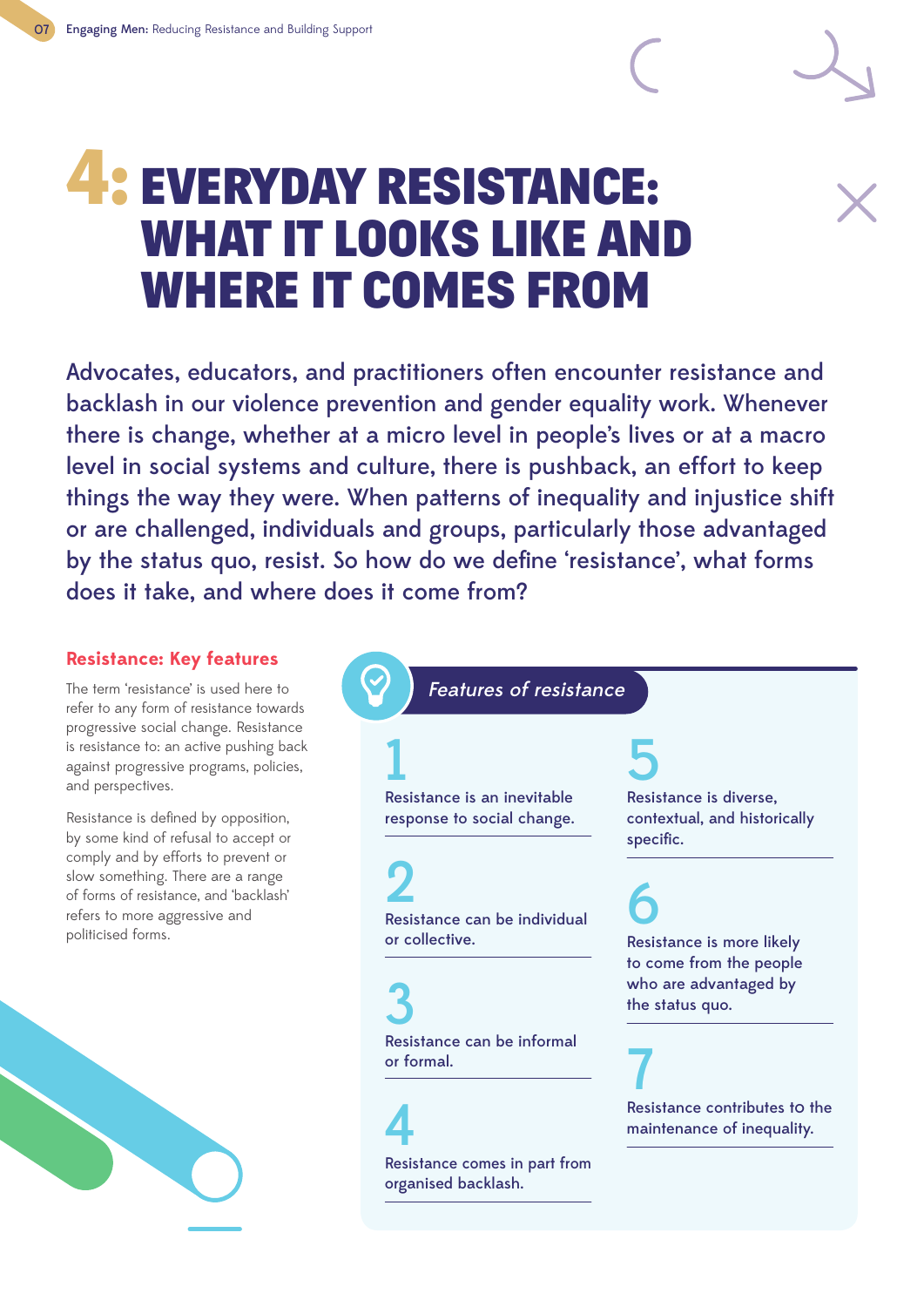# 4: EVERYDAY RESISTANCE: WHAT IT LOOKS LIKE AND WHERE IT COMES FROM

Advocates, educators, and practitioners often encounter resistance and backlash in our violence prevention and gender equality work. Whenever there is change, whether at a micro level in people's lives or at a macro level in social systems and culture, there is pushback, an effort to keep things the way they were. When patterns of inequality and injustice shift or are challenged, individuals and groups, particularly those advantaged by the status quo, resist. So how do we define 'resistance', what forms does it take, and where does it come from?

### Resistance: Key features

The term 'resistance' is used here to refer to any form of resistance towards progressive social change. Resistance is resistance to: an active pushing back against progressive programs, policies, and perspectives.

Resistance is defined by opposition, by some kind of refusal to accept or comply and by efforts to prevent or slow something. There are a range of forms of resistance, and 'backlash' refers to more aggressive and politicised forms.

### *Features of resistance*

1. Resistance is an inevitable response to social change.
2. Resistance can be individual or collective.
3. Resistance can be informal or formal.
4. Resistance comes in part from organised backlash.
5. Resistance is diverse, contextual, and historically specific.
6. Resistance is more likely to come from the people who are advantaged by the status quo.
7. Resistance contributes to the maintenance of inequality.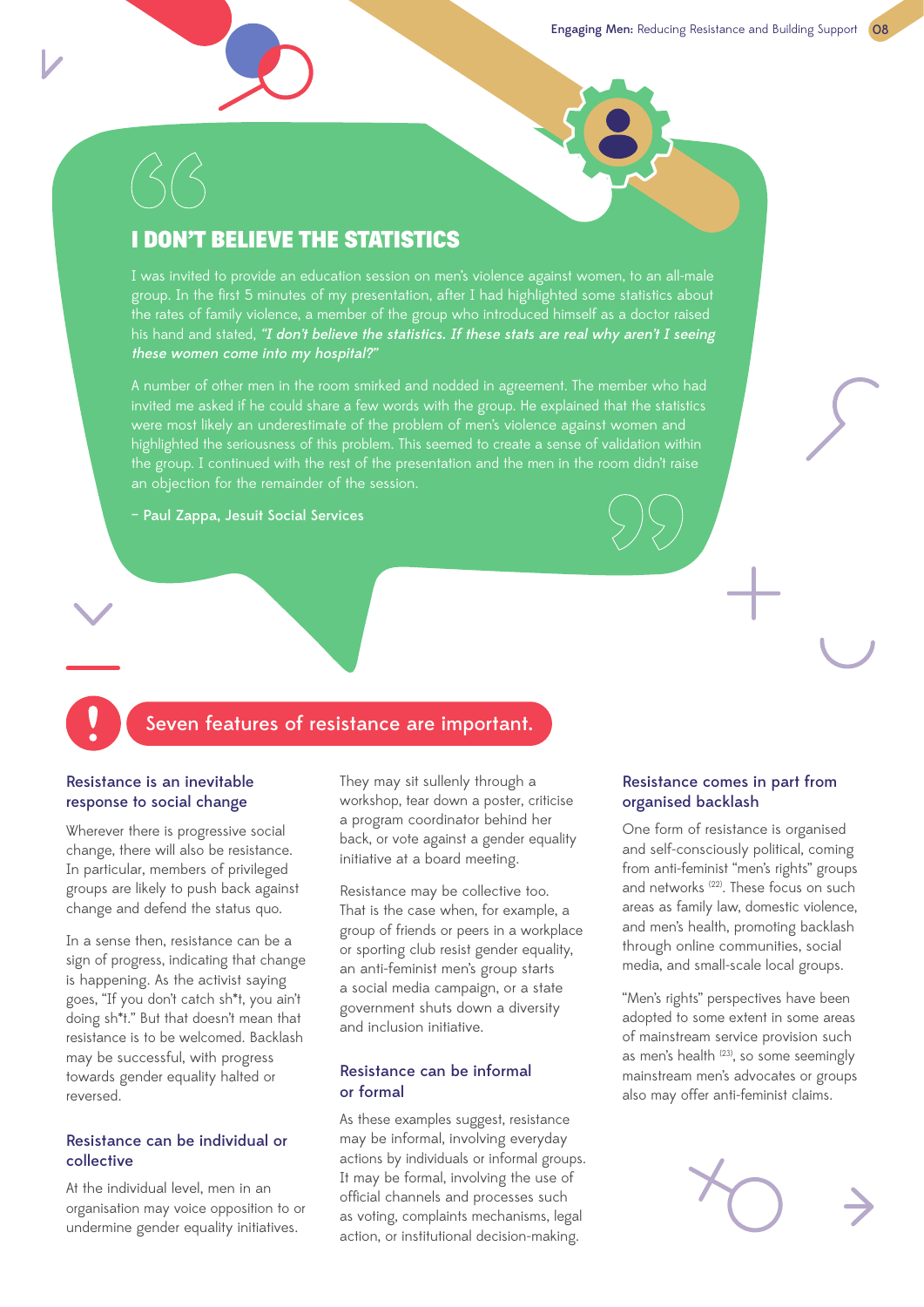## I DON'T BELIEVE THE STATISTICS

I was invited to provide an education session on men's violence against women, to an all-male group. In the first 5 minutes of my presentation, after I had highlighted some statistics about the rates of family violence, a member of the group who introduced himself as a doctor raised his hand and stated, ***"I don't believe the statistics. If these stats are real why aren't I seeing these women come into my hospital?"***

A number of other men in the room smirked and nodded in agreement. The member who had invited me asked if he could share a few words with the group. He explained that the statistics were most likely an underestimate of the problem of men's violence against women and highlighted the seriousness of this problem. This seemed to create a sense of validation within the group. I continued with the rest of the presentation and the men in the room didn't raise an objection for the remainder of the session.

**– Paul Zappa, Jesuit Social Services**

## Seven features of resistance are important.

### Resistance is an inevitable response to social change

Wherever there is progressive social change, there will also be resistance. In particular, members of privileged groups are likely to push back against change and defend the status quo.

In a sense then, resistance can be a sign of progress, indicating that change is happening. As the activist saying goes, "If you don't catch sh*t, you ain't doing sh*t." But that doesn't mean that resistance is to be welcomed. Backlash may be successful, with progress towards gender equality halted or reversed.

### Resistance can be individual or collective

At the individual level, men in an organisation may voice opposition to or undermine gender equality initiatives. They may sit sullenly through a workshop, tear down a poster, criticise a program coordinator behind her back, or vote against a gender equality initiative at a board meeting.

Resistance may be collective too. That is the case when, for example, a group of friends or peers in a workplace or sporting club resist gender equality, an anti-feminist men's group starts a social media campaign, or a state government shuts down a diversity and inclusion initiative.

### Resistance can be informal or formal

As these examples suggest, resistance may be informal, involving everyday actions by individuals or informal groups. It may be formal, involving the use of official channels and processes such as voting, complaints mechanisms, legal action, or institutional decision-making.

### Resistance comes in part from organised backlash

One form of resistance is organised and self-consciously political, coming from anti-feminist "men's rights" groups and networks [22]. These focus on such areas as family law, domestic violence, and men's health, promoting backlash through online communities, social media, and small-scale local groups.

"Men's rights" perspectives have been adopted to some extent in some areas of mainstream service provision such as men's health [23], so some seemingly mainstream men's advocates or groups also may offer anti-feminist claims.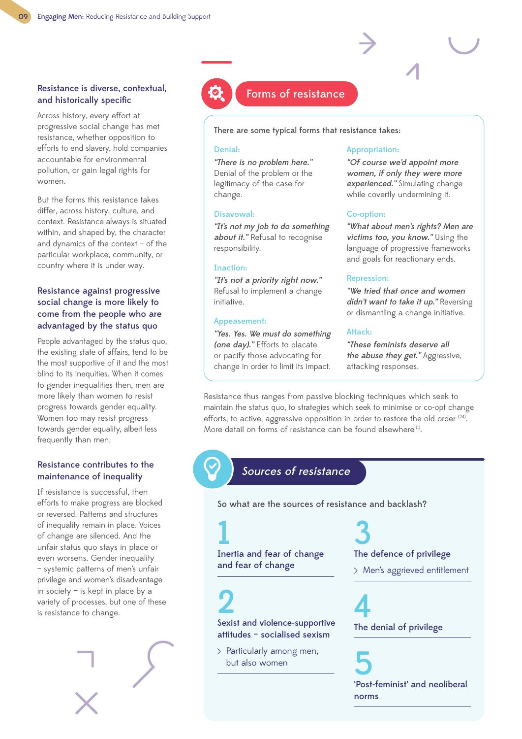### Resistance is diverse, contextual, and historically specific

Across history, every effort at progressive social change has met resistance, whether opposition to efforts to end slavery, hold companies accountable for environmental pollution, or gain legal rights for women.

But the forms this resistance takes differ, across history, culture, and context. Resistance always is situated within, and shaped by, the character and dynamics of the context – of the particular workplace, community, or country where it is under way.

### Resistance against progressive social change is more likely to come from the people who are advantaged by the status quo

People advantaged by the status quo, the existing state of affairs, tend to be the most supportive of it and the most blind to its inequities. When it comes to gender inequalities then, men are more likely than women to resist progress towards gender equality. Women too may resist progress towards gender equality, albeit less frequently than men.

### Resistance contributes to the maintenance of inequality

If resistance is successful, then efforts to make progress are blocked or reversed. Patterns and structures of inequality remain in place. Voices of change are silenced. And the unfair status quo stays in place or even worsens. Gender inequality – systemic patterns of men's unfair privilege and women's disadvantage in society – is kept in place by a variety of processes, but one of these is resistance to change.

## Forms of resistance

There are some typical forms that resistance takes:

**Denial:**
*"There is no problem here."* Denial of the problem or the legitimacy of the case for change.

**Disavowal:**
*"It's not my job to do something about it."* Refusal to recognise responsibility.

**Inaction:**
*"It's not a priority right now."* Refusal to implement a change initiative.

**Appeasement:**
*"Yes. Yes. We must do something (one day)."* Efforts to placate or pacify those advocating for change in order to limit its impact.

**Appropriation:**
*"Of course we'd appoint more women, if only they were more experienced."* Simulating change while covertly undermining it.

**Co-option:**
*"What about men's rights? Men are victims too, you know."* Using the language of progressive frameworks and goals for reactionary ends.

**Repression:**
*"We tried that once and women didn't want to take it up."* Reversing or dismantling a change initiative.

**Attack:**
*"These feminists deserve all the abuse they get."* Aggressive, attacking responses.

Resistance thus ranges from passive blocking techniques which seek to maintain the status quo, to strategies which seek to minimise or co-opt change efforts, to active, aggressive opposition in order to restore the old order [24]. More detail on forms of resistance can be found elsewhere [1].

## Sources of resistance

So what are the sources of resistance and backlash?

**1** Inertia and fear of change and fear of change

**2** Sexist and violence-supportive attitudes – socialised sexism
- Particularly among men, but also women

**3** The defence of privilege
- Men's aggrieved entitlement

**4** The denial of privilege

**5** 'Post-feminist' and neoliberal norms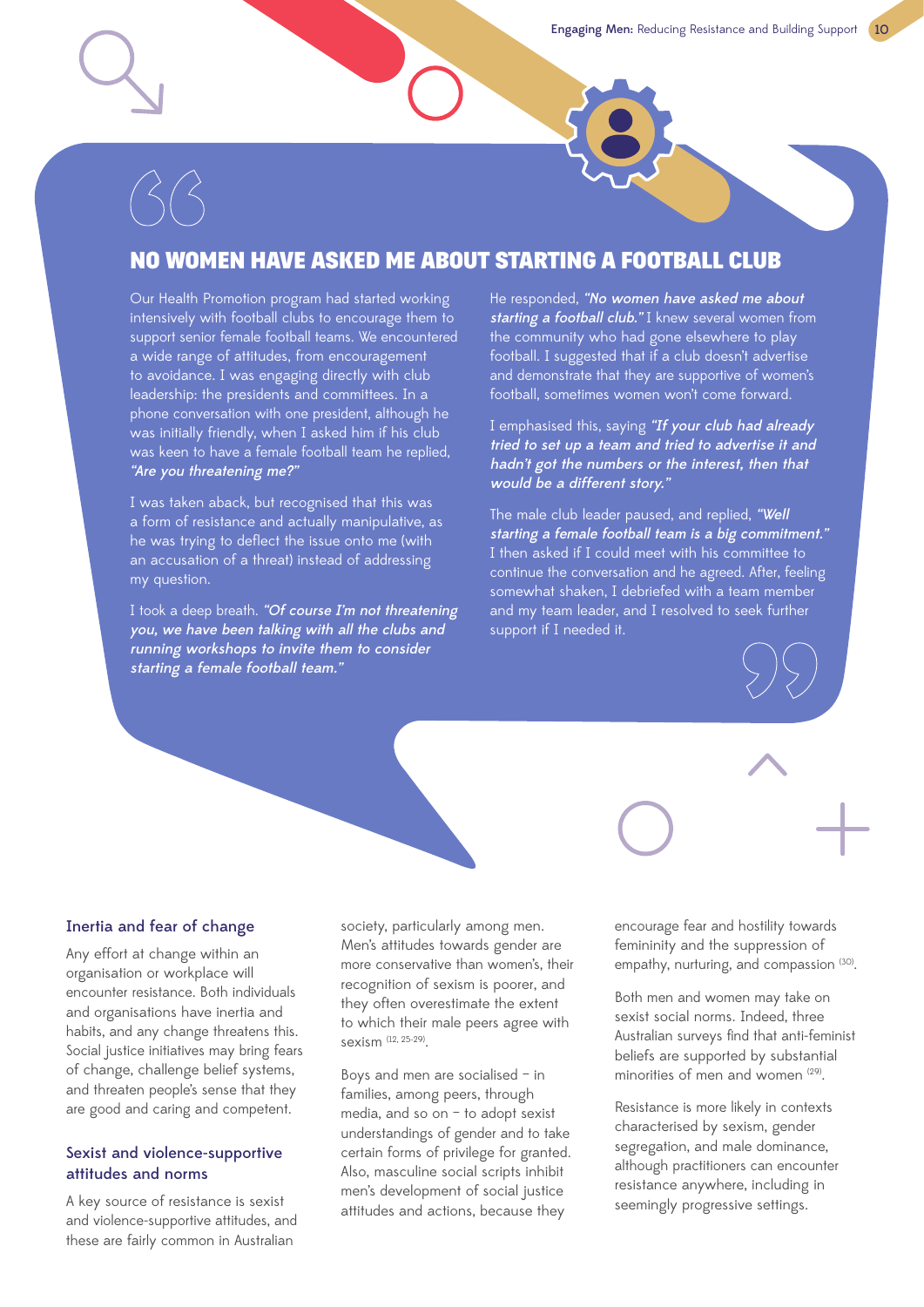## NO WOMEN HAVE ASKED ME ABOUT STARTING A FOOTBALL CLUB

Our Health Promotion program had started working intensively with football clubs to encourage them to support senior female football teams. We encountered a wide range of attitudes, from encouragement to avoidance. I was engaging directly with club leadership: the presidents and committees. In a phone conversation with one president, although he was initially friendly, when I asked him if his club was keen to have a female football team he replied, ***"Are you threatening me?"***

I was taken aback, but recognised that this was a form of resistance and actually manipulative, as he was trying to deflect the issue onto me (with an accusation of a threat) instead of addressing my question.

I took a deep breath. ***"Of course I'm not threatening you, we have been talking with all the clubs and running workshops to invite them to consider starting a female football team."***

He responded, ***"No women have asked me about starting a football club."*** I knew several women from the community who had gone elsewhere to play football. I suggested that if a club doesn't advertise and demonstrate that they are supportive of women's football, sometimes women won't come forward.

I emphasised this, saying ***"If your club had already tried to set up a team and tried to advertise it and hadn't got the numbers or the interest, then that would be a different story."***

The male club leader paused, and replied, ***"Well starting a female football team is a big commitment."*** I then asked if I could meet with his committee to continue the conversation and he agreed. After, feeling somewhat shaken, I debriefed with a team member and my team leader, and I resolved to seek further support if I needed it.

### Inertia and fear of change

Any effort at change within an organisation or workplace will encounter resistance. Both individuals and organisations have inertia and habits, and any change threatens this. Social justice initiatives may bring fears of change, challenge belief systems, and threaten people's sense that they are good and caring and competent.

### Sexist and violence-supportive attitudes and norms

A key source of resistance is sexist and violence-supportive attitudes, and these are fairly common in Australian society, particularly among men. Men's attitudes towards gender are more conservative than women's, their recognition of sexism is poorer, and they often overestimate the extent to which their male peers agree with sexism [12, 25-29].

Boys and men are socialised – in families, among peers, through media, and so on – to adopt sexist understandings of gender and to take certain forms of privilege for granted. Also, masculine social scripts inhibit men's development of social justice attitudes and actions, because they encourage fear and hostility towards femininity and the suppression of empathy, nurturing, and compassion [30].

Both men and women may take on sexist social norms. Indeed, three Australian surveys find that anti-feminist beliefs are supported by substantial minorities of men and women [29].

Resistance is more likely in contexts characterised by sexism, gender segregation, and male dominance, although practitioners can encounter resistance anywhere, including in seemingly progressive settings.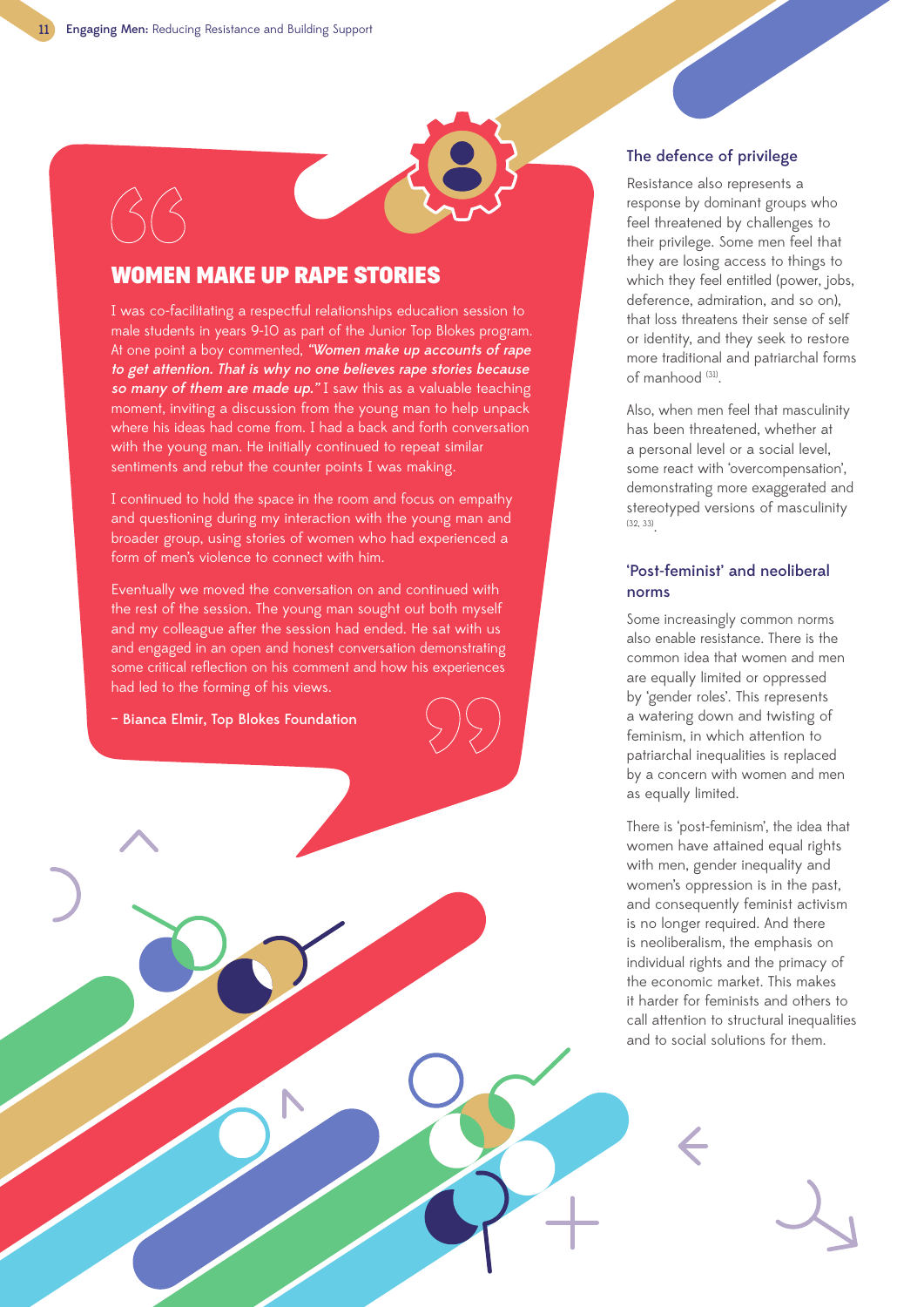## WOMEN MAKE UP RAPE STORIES

I was co-facilitating a respectful relationships education session to male students in years 9-10 as part of the Junior Top Blokes program. At one point a boy commented, ***"Women make up accounts of rape to get attention. That is why no one believes rape stories because so many of them are made up."*** I saw this as a valuable teaching moment, inviting a discussion from the young man to help unpack where his ideas had come from. I had a back and forth conversation with the young man. He initially continued to repeat similar sentiments and rebut the counter points I was making.

I continued to hold the space in the room and focus on empathy and questioning during my interaction with the young man and broader group, using stories of women who had experienced a form of men's violence to connect with him.

Eventually we moved the conversation on and continued with the rest of the session. The young man sought out both myself and my colleague after the session had ended. He sat with us and engaged in an open and honest conversation demonstrating some critical reflection on his comment and how his experiences had led to the forming of his views.

– Bianca Elmir, Top Blokes Foundation

### The defence of privilege

Resistance also represents a response by dominant groups who feel threatened by challenges to their privilege. Some men feel that they are losing access to things to which they feel entitled (power, jobs, deference, admiration, and so on), that loss threatens their sense of self or identity, and they seek to restore more traditional and patriarchal forms of manhood [31].

Also, when men feel that masculinity has been threatened, whether at a personal level or a social level, some react with 'overcompensation', demonstrating more exaggerated and stereotyped versions of masculinity [32, 33].

### 'Post-feminist' and neoliberal norms

Some increasingly common norms also enable resistance. There is the common idea that women and men are equally limited or oppressed by 'gender roles'. This represents a watering down and twisting of feminism, in which attention to patriarchal inequalities is replaced by a concern with women and men as equally limited.

There is 'post-feminism', the idea that women have attained equal rights with men, gender inequality and women's oppression is in the past, and consequently feminist activism is no longer required. And there is neoliberalism, the emphasis on individual rights and the primacy of the economic market. This makes it harder for feminists and others to call attention to structural inequalities and to social solutions for them.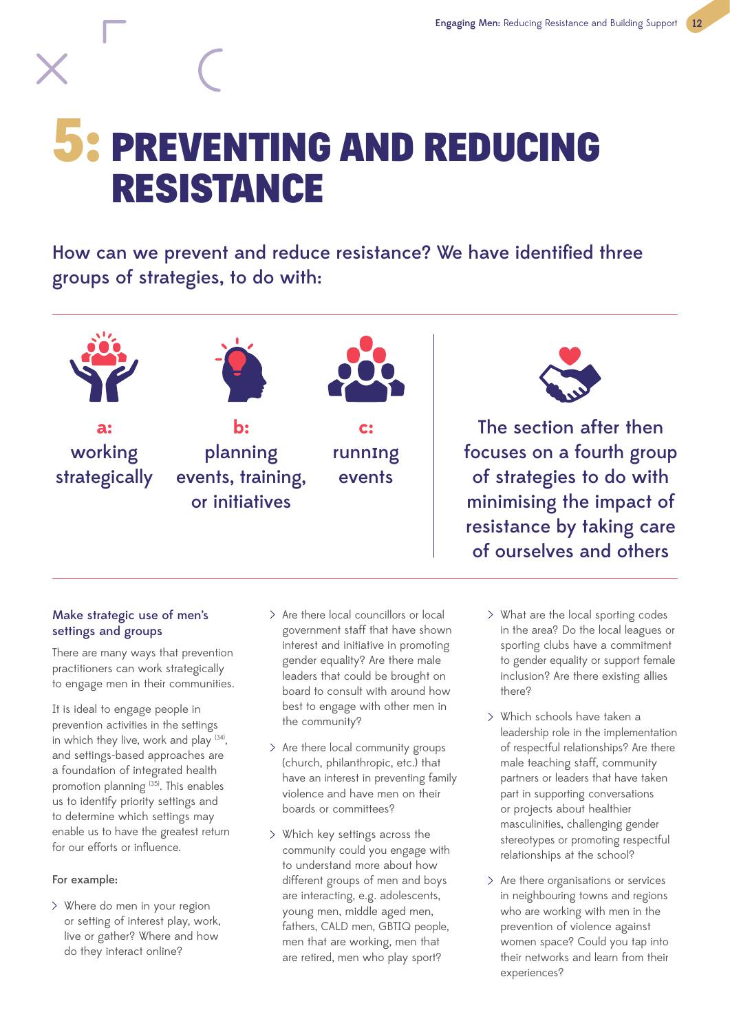# 5: PREVENTING AND REDUCING RESISTANCE

How can we prevent and reduce resistance? We have identified three groups of strategies, to do with:

**a:** working strategically

**b:** planning events, training, or initiatives

**c:** running events

The section after then focuses on a fourth group of strategies to do with minimising the impact of resistance by taking care of ourselves and others

### Make strategic use of men's settings and groups

There are many ways that prevention practitioners can work strategically to engage men in their communities.

It is ideal to engage people in prevention activities in the settings in which they live, work and play [34], and settings-based approaches are a foundation of integrated health promotion planning [35]. This enables us to identify priority settings and to determine which settings may enable us to have the greatest return for our efforts or influence.

For example:

- Where do men in your region or setting of interest play, work, live or gather? Where and how do they interact online?
- Are there local councillors or local government staff that have shown interest and initiative in promoting gender equality? Are there male leaders that could be brought on board to consult with around how best to engage with other men in the community?
- Are there local community groups (church, philanthropic, etc.) that have an interest in preventing family violence and have men on their boards or committees?
- Which key settings across the community could you engage with to understand more about how different groups of men and boys are interacting, e.g. adolescents, young men, middle aged men, fathers, CALD men, GBTIQ people, men that are working, men that are retired, men who play sport?
- What are the local sporting codes in the area? Do the local leagues or sporting clubs have a commitment to gender equality or support female inclusion? Are there existing allies there?
- Which schools have taken a leadership role in the implementation of respectful relationships? Are there male teaching staff, community partners or leaders that have taken part in supporting conversations or projects about healthier masculinities, challenging gender stereotypes or promoting respectful relationships at the school?
- Are there organisations or services in neighbouring towns and regions who are working with men in the prevention of violence against women space? Could you tap into their networks and learn from their experiences?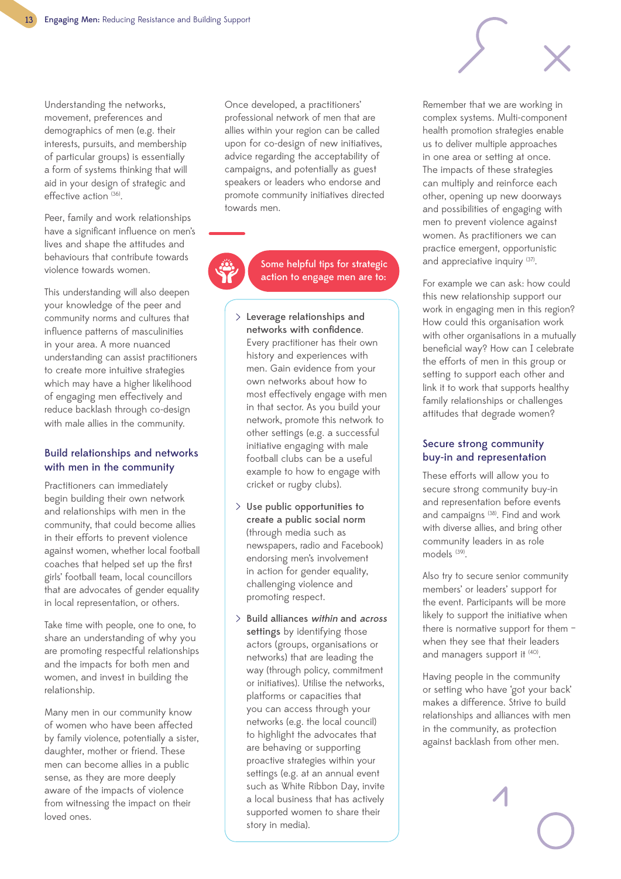Understanding the networks, movement, preferences and demographics of men (e.g. their interests, pursuits, and membership of particular groups) is essentially a form of systems thinking that will aid in your design of strategic and effective action [36].

Peer, family and work relationships have a significant influence on men's lives and shape the attitudes and behaviours that contribute towards violence towards women.

This understanding will also deepen your knowledge of the peer and community norms and cultures that influence patterns of masculinities in your area. A more nuanced understanding can assist practitioners to create more intuitive strategies which may have a higher likelihood of engaging men effectively and reduce backlash through co-design with male allies in the community.

## Build relationships and networks with men in the community

Practitioners can immediately begin building their own network and relationships with men in the community, that could become allies in their efforts to prevent violence against women, whether local football coaches that helped set up the first girls' football team, local councillors that are advocates of gender equality in local representation, or others.

Take time with people, one to one, to share an understanding of why you are promoting respectful relationships and the impacts for both men and women, and invest in building the relationship.

Many men in our community know of women who have been affected by family violence, potentially a sister, daughter, mother or friend. These men can become allies in a public sense, as they are more deeply aware of the impacts of violence from witnessing the impact on their loved ones.

Once developed, a practitioners' professional network of men that are allies within your region can be called upon for co-design of new initiatives, advice regarding the acceptability of campaigns, and potentially as guest speakers or leaders who endorse and promote community initiatives directed towards men.

**Some helpful tips for strategic action to engage men are to:**

- **Leverage relationships and networks with confidence.** Every practitioner has their own history and experiences with men. Gain evidence from your own networks about how to most effectively engage with men in that sector. As you build your network, promote this network to other settings (e.g. a successful initiative engaging with male football clubs can be a useful example to how to engage with cricket or rugby clubs).
- **Use public opportunities to create a public social norm** (through media such as newspapers, radio and Facebook) endorsing men's involvement in action for gender equality, challenging violence and promoting respect.
- **Build alliances *within* and *across* settings** by identifying those actors (groups, organisations or networks) that are leading the way (through policy, commitment or initiatives). Utilise the networks, platforms or capacities that you can access through your networks (e.g. the local council) to highlight the advocates that are behaving or supporting proactive strategies within your settings (e.g. at an annual event such as White Ribbon Day, invite a local business that has actively supported women to share their story in media).

Remember that we are working in complex systems. Multi-component health promotion strategies enable us to deliver multiple approaches in one area or setting at once. The impacts of these strategies can multiply and reinforce each other, opening up new doorways and possibilities of engaging with men to prevent violence against women. As practitioners we can practice emergent, opportunistic and appreciative inquiry [37].

For example we can ask: how could this new relationship support our work in engaging men in this region? How could this organisation work with other organisations in a mutually beneficial way? How can I celebrate the efforts of men in this group or setting to support each other and link it to work that supports healthy family relationships or challenges attitudes that degrade women?

## Secure strong community buy-in and representation

These efforts will allow you to secure strong community buy-in and representation before events and campaigns [38]. Find and work with diverse allies, and bring other community leaders in as role models [39].

Also try to secure senior community members' or leaders' support for the event. Participants will be more likely to support the initiative when there is normative support for them – when they see that their leaders and managers support it [40].

Having people in the community or setting who have 'got your back' makes a difference. Strive to build relationships and alliances with men in the community, as protection against backlash from other men.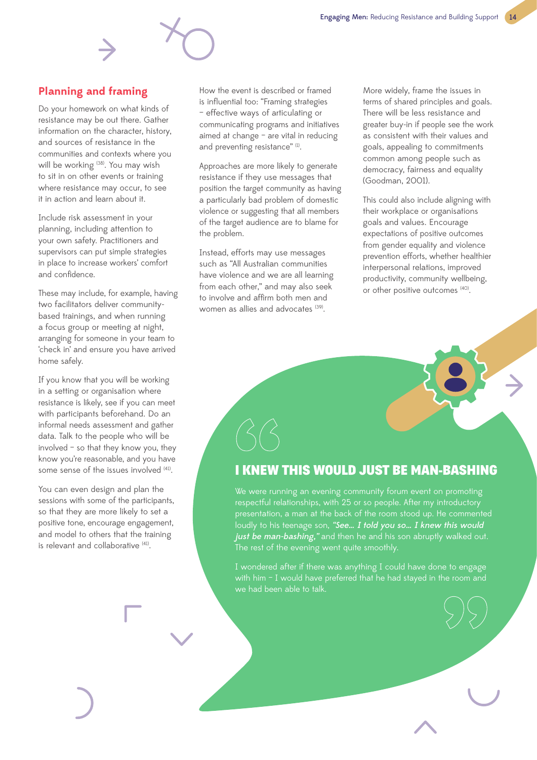## Planning and framing

Do your homework on what kinds of resistance may be out there. Gather information on the character, history, and sources of resistance in the communities and contexts where you will be working [38]. You may wish to sit in on other events or training where resistance may occur, to see it in action and learn about it.

Include risk assessment in your planning, including attention to your own safety. Practitioners and supervisors can put simple strategies in place to increase workers' comfort and confidence.

These may include, for example, having two facilitators deliver community-based trainings, and when running a focus group or meeting at night, arranging for someone in your team to 'check in' and ensure you have arrived home safely.

If you know that you will be working in a setting or organisation where resistance is likely, see if you can meet with participants beforehand. Do an informal needs assessment and gather data. Talk to the people who will be involved – so that they know you, they know you're reasonable, and you have some sense of the issues involved [41].

You can even design and plan the sessions with some of the participants, so that they are more likely to set a positive tone, encourage engagement, and model to others that the training is relevant and collaborative [41].

How the event is described or framed is influential too: "Framing strategies – effective ways of articulating or communicating programs and initiatives aimed at change – are vital in reducing and preventing resistance" [1].

Approaches are more likely to generate resistance if they use messages that position the target community as having a particularly bad problem of domestic violence or suggesting that all members of the target audience are to blame for the problem.

Instead, efforts may use messages such as "All Australian communities have violence and we are all learning from each other," and may also seek to involve and affirm both men and women as allies and advocates [39].

More widely, frame the issues in terms of shared principles and goals. There will be less resistance and greater buy-in if people see the work as consistent with their values and goals, appealing to commitments common among people such as democracy, fairness and equality (Goodman, 2001).

This could also include aligning with their workplace or organisations goals and values. Encourage expectations of positive outcomes from gender equality and violence prevention efforts, whether healthier interpersonal relations, improved productivity, community wellbeing, or other positive outcomes [40].

### I KNEW THIS WOULD JUST BE MAN-BASHING

We were running an evening community forum event on promoting respectful relationships, with 25 or so people. After my introductory presentation, a man at the back of the room stood up. He commented loudly to his teenage son, ***"See… I told you so… I knew this would just be man-bashing,"*** and then he and his son abruptly walked out. The rest of the evening went quite smoothly.

I wondered after if there was anything I could have done to engage with him – I would have preferred that he had stayed in the room and we had been able to talk.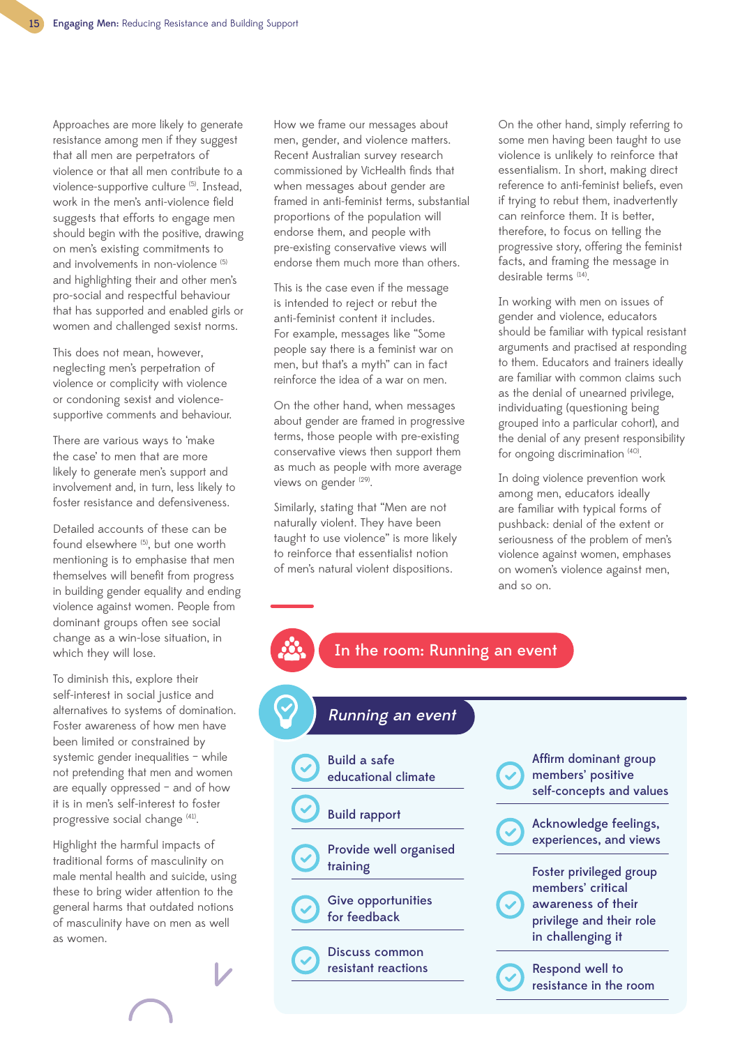Approaches are more likely to generate resistance among men if they suggest that all men are perpetrators of violence or that all men contribute to a violence-supportive culture [5]. Instead, work in the men's anti-violence field suggests that efforts to engage men should begin with the positive, drawing on men's existing commitments to and involvements in non-violence [5] and highlighting their and other men's pro-social and respectful behaviour that has supported and enabled girls or women and challenged sexist norms.

This does not mean, however, neglecting men's perpetration of violence or complicity with violence or condoning sexist and violence-supportive comments and behaviour.

There are various ways to 'make the case' to men that are more likely to generate men's support and involvement and, in turn, less likely to foster resistance and defensiveness.

Detailed accounts of these can be found elsewhere [5], but one worth mentioning is to emphasise that men themselves will benefit from progress in building gender equality and ending violence against women. People from dominant groups often see social change as a win-lose situation, in which they will lose.

To diminish this, explore their self-interest in social justice and alternatives to systems of domination. Foster awareness of how men have been limited or constrained by systemic gender inequalities – while not pretending that men and women are equally oppressed – and of how it is in men's self-interest to foster progressive social change [41].

Highlight the harmful impacts of traditional forms of masculinity on male mental health and suicide, using these to bring wider attention to the general harms that outdated notions of masculinity have on men as well as women.

How we frame our messages about men, gender, and violence matters. Recent Australian survey research commissioned by VicHealth finds that when messages about gender are framed in anti-feminist terms, substantial proportions of the population will endorse them, and people with pre-existing conservative views will endorse them much more than others.

This is the case even if the message is intended to reject or rebut the anti-feminist content it includes. For example, messages like "Some people say there is a feminist war on men, but that's a myth" can in fact reinforce the idea of a war on men.

On the other hand, when messages about gender are framed in progressive terms, those people with pre-existing conservative views then support them as much as people with more average views on gender [29].

Similarly, stating that "Men are not naturally violent. They have been taught to use violence" is more likely to reinforce that essentialist notion of men's natural violent dispositions.

On the other hand, simply referring to some men having been taught to use violence is unlikely to reinforce that essentialism. In short, making direct reference to anti-feminist beliefs, even if trying to rebut them, inadvertently can reinforce them. It is better, therefore, to focus on telling the progressive story, offering the feminist facts, and framing the message in desirable terms [14].

In working with men on issues of gender and violence, educators should be familiar with typical resistant arguments and practised at responding to them. Educators and trainers ideally are familiar with common claims such as the denial of unearned privilege, individuating (questioning being grouped into a particular cohort), and the denial of any present responsibility for ongoing discrimination [40].

In doing violence prevention work among men, educators ideally are familiar with typical forms of pushback: denial of the extent or seriousness of the problem of men's violence against women, emphases on women's violence against men, and so on.

## In the room: Running an event

### *Running an event*

- Build a safe educational climate
- Build rapport
- Provide well organised training
- Give opportunities for feedback
- Discuss common resistant reactions
- Affirm dominant group members' positive self-concepts and values
- Acknowledge feelings, experiences, and views
- Foster privileged group members' critical awareness of their privilege and their role in challenging it
- Respond well to resistance in the room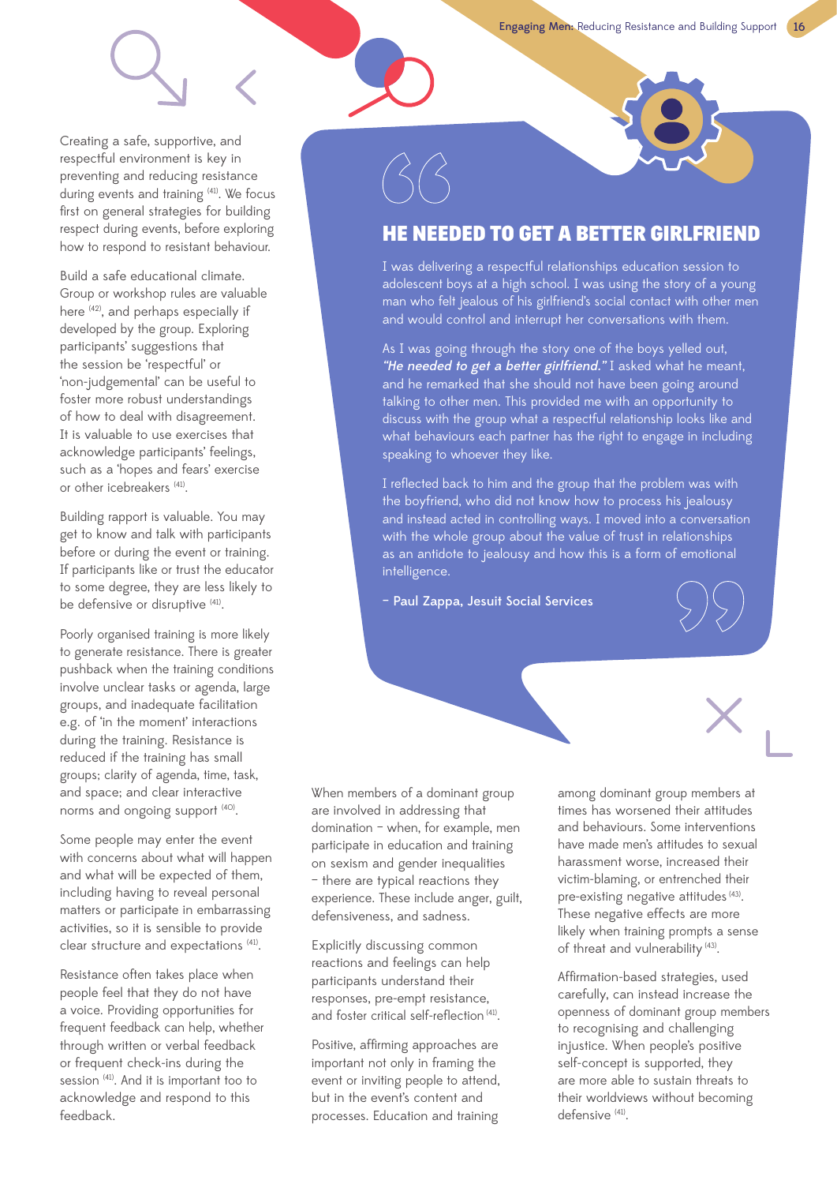Creating a safe, supportive, and respectful environment is key in preventing and reducing resistance during events and training [41]. We focus first on general strategies for building respect during events, before exploring how to respond to resistant behaviour.

Build a safe educational climate. Group or workshop rules are valuable here [42], and perhaps especially if developed by the group. Exploring participants' suggestions that the session be 'respectful' or 'non-judgemental' can be useful to foster more robust understandings of how to deal with disagreement. It is valuable to use exercises that acknowledge participants' feelings, such as a 'hopes and fears' exercise or other icebreakers [41].

Building rapport is valuable. You may get to know and talk with participants before or during the event or training. If participants like or trust the educator to some degree, they are less likely to be defensive or disruptive [41].

Poorly organised training is more likely to generate resistance. There is greater pushback when the training conditions involve unclear tasks or agenda, large groups, and inadequate facilitation e.g. of 'in the moment' interactions during the training. Resistance is reduced if the training has small groups; clarity of agenda, time, task, and space; and clear interactive norms and ongoing support [40].

Some people may enter the event with concerns about what will happen and what will be expected of them, including having to reveal personal matters or participate in embarrassing activities, so it is sensible to provide clear structure and expectations [41].

Resistance often takes place when people feel that they do not have a voice. Providing opportunities for frequent feedback can help, whether through written or verbal feedback or frequent check-ins during the session [41]. And it is important too to acknowledge and respond to this feedback.

## HE NEEDED TO GET A BETTER GIRLFRIEND

I was delivering a respectful relationships education session to adolescent boys at a high school. I was using the story of a young man who felt jealous of his girlfriend's social contact with other men and would control and interrupt her conversations with them.

As I was going through the story one of the boys yelled out, ***"He needed to get a better girlfriend."*** I asked what he meant, and he remarked that she should not have been going around talking to other men. This provided me with an opportunity to discuss with the group what a respectful relationship looks like and what behaviours each partner has the right to engage in including speaking to whoever they like.

I reflected back to him and the group that the problem was with the boyfriend, who did not know how to process his jealousy and instead acted in controlling ways. I moved into a conversation with the whole group about the value of trust in relationships as an antidote to jealousy and how this is a form of emotional intelligence.

**– Paul Zappa, Jesuit Social Services**

When members of a dominant group are involved in addressing that domination – when, for example, men participate in education and training on sexism and gender inequalities – there are typical reactions they experience. These include anger, guilt, defensiveness, and sadness.

Explicitly discussing common reactions and feelings can help participants understand their responses, pre-empt resistance, and foster critical self-reflection [41].

Positive, affirming approaches are important not only in framing the event or inviting people to attend, but in the event's content and processes. Education and training among dominant group members at times has worsened their attitudes and behaviours. Some interventions have made men's attitudes to sexual harassment worse, increased their victim-blaming, or entrenched their pre-existing negative attitudes [43]. These negative effects are more likely when training prompts a sense of threat and vulnerability [43].

Affirmation-based strategies, used carefully, can instead increase the openness of dominant group members to recognising and challenging injustice. When people's positive self-concept is supported, they are more able to sustain threats to their worldviews without becoming defensive [41].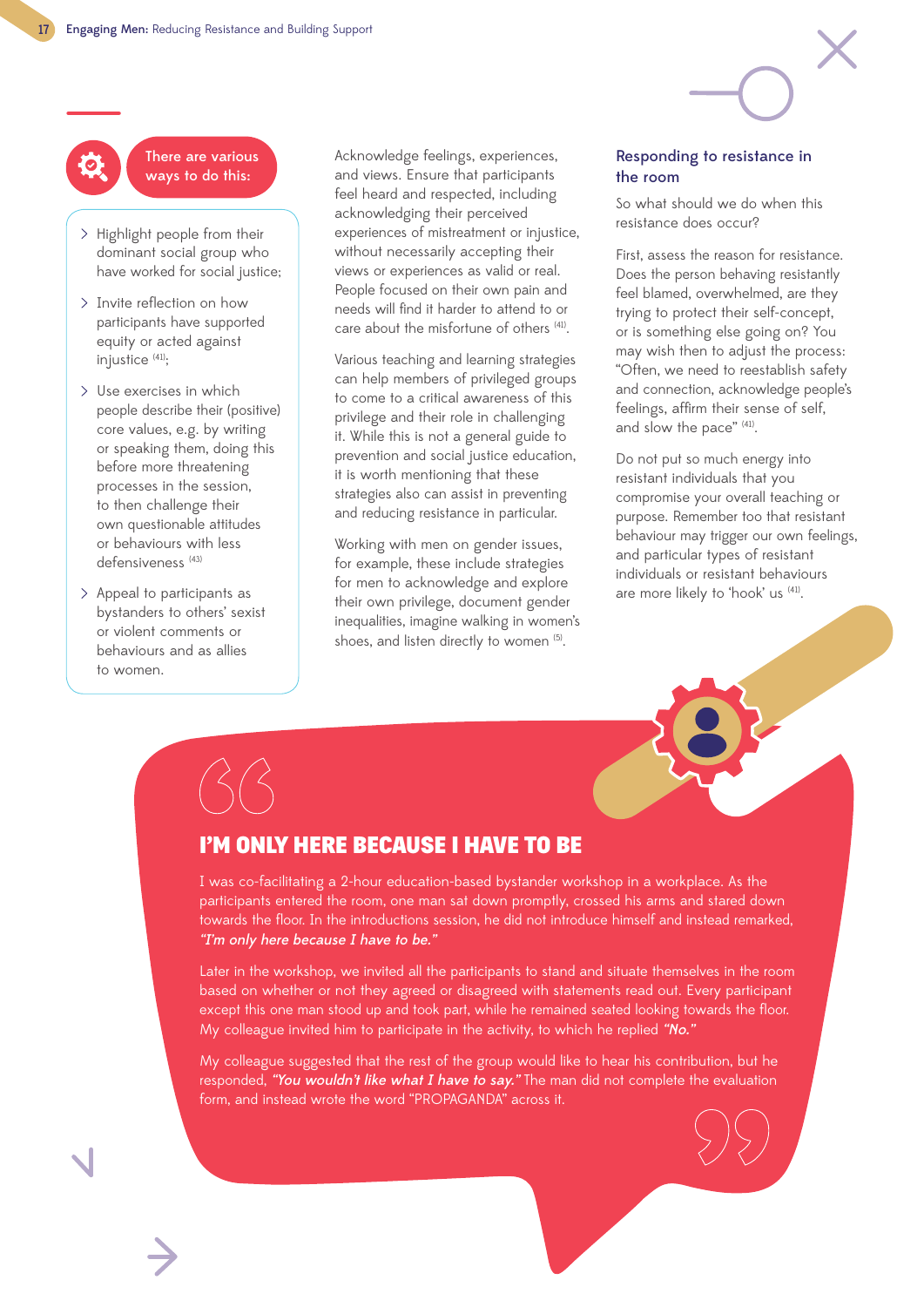There are various ways to do this:

- Highlight people from their dominant social group who have worked for social justice;
- Invite reflection on how participants have supported equity or acted against injustice [41];
- Use exercises in which people describe their (positive) core values, e.g. by writing or speaking them, doing this before more threatening processes in the session, to then challenge their own questionable attitudes or behaviours with less defensiveness [43]
- Appeal to participants as bystanders to others' sexist or violent comments or behaviours and as allies to women.

Acknowledge feelings, experiences, and views. Ensure that participants feel heard and respected, including acknowledging their perceived experiences of mistreatment or injustice, without necessarily accepting their views or experiences as valid or real. People focused on their own pain and needs will find it harder to attend to or care about the misfortune of others [41].

Various teaching and learning strategies can help members of privileged groups to come to a critical awareness of this privilege and their role in challenging it. While this is not a general guide to prevention and social justice education, it is worth mentioning that these strategies also can assist in preventing and reducing resistance in particular.

Working with men on gender issues, for example, these include strategies for men to acknowledge and explore their own privilege, document gender inequalities, imagine walking in women's shoes, and listen directly to women [5].

### Responding to resistance in the room

So what should we do when this resistance does occur?

First, assess the reason for resistance. Does the person behaving resistantly feel blamed, overwhelmed, are they trying to protect their self-concept, or is something else going on? You may wish then to adjust the process: "Often, we need to reestablish safety and connection, acknowledge people's feelings, affirm their sense of self, and slow the pace" [41].

Do not put so much energy into resistant individuals that you compromise your overall teaching or purpose. Remember too that resistant behaviour may trigger our own feelings, and particular types of resistant individuals or resistant behaviours are more likely to 'hook' us [41].

## I'M ONLY HERE BECAUSE I HAVE TO BE

I was co-facilitating a 2-hour education-based bystander workshop in a workplace. As the participants entered the room, one man sat down promptly, crossed his arms and stared down towards the floor. In the introductions session, he did not introduce himself and instead remarked, ***"I'm only here because I have to be."***

Later in the workshop, we invited all the participants to stand and situate themselves in the room based on whether or not they agreed or disagreed with statements read out. Every participant except this one man stood up and took part, while he remained seated looking towards the floor. My colleague invited him to participate in the activity, to which he replied ***"No."***

My colleague suggested that the rest of the group would like to hear his contribution, but he responded, ***"You wouldn't like what I have to say."*** The man did not complete the evaluation form, and instead wrote the word "PROPAGANDA" across it.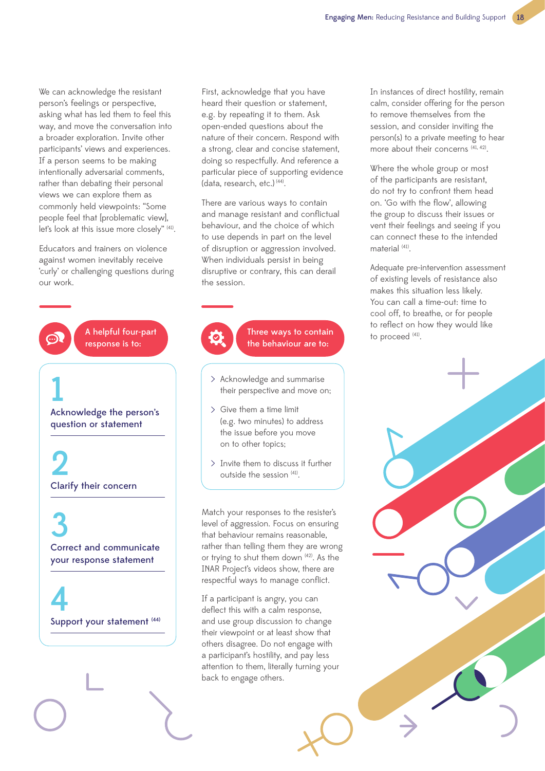We can acknowledge the resistant person's feelings or perspective, asking what has led them to feel this way, and move the conversation into a broader exploration. Invite other participants' views and experiences. If a person seems to be making intentionally adversarial comments, rather than debating their personal views we can explore them as commonly held viewpoints: "Some people feel that [problematic view], let's look at this issue more closely" [41].

Educators and trainers on violence against women inevitably receive 'curly' or challenging questions during our work.

**A helpful four-part response is to:**

1. **Acknowledge the person's question or statement**
2. **Clarify their concern**
3. **Correct and communicate your response statement**
4. **Support your statement** [44]

First, acknowledge that you have heard their question or statement, e.g. by repeating it to them. Ask open-ended questions about the nature of their concern. Respond with a strong, clear and concise statement, doing so respectfully. And reference a particular piece of supporting evidence (data, research, etc.) [44].

There are various ways to contain and manage resistant and conflictual behaviour, and the choice of which to use depends in part on the level of disruption or aggression involved. When individuals persist in being disruptive or contrary, this can derail the session.

**Three ways to contain the behaviour are to:**

- Acknowledge and summarise their perspective and move on;
- Give them a time limit (e.g. two minutes) to address the issue before you move on to other topics;
- Invite them to discuss it further outside the session [41].

Match your responses to the resister's level of aggression. Focus on ensuring that behaviour remains reasonable, rather than telling them they are wrong or trying to shut them down [42]. As the INAR Project's videos show, there are respectful ways to manage conflict.

If a participant is angry, you can deflect this with a calm response, and use group discussion to change their viewpoint or at least show that others disagree. Do not engage with a participant's hostility, and pay less attention to them, literally turning your back to engage others.

In instances of direct hostility, remain calm, consider offering for the person to remove themselves from the session, and consider inviting the person(s) to a private meeting to hear more about their concerns [41, 42].

Where the whole group or most of the participants are resistant, do not try to confront them head on. 'Go with the flow', allowing the group to discuss their issues or vent their feelings and seeing if you can connect these to the intended material [41].

Adequate pre-intervention assessment of existing levels of resistance also makes this situation less likely. You can call a time-out: time to cool off, to breathe, or for people to reflect on how they would like to proceed [41].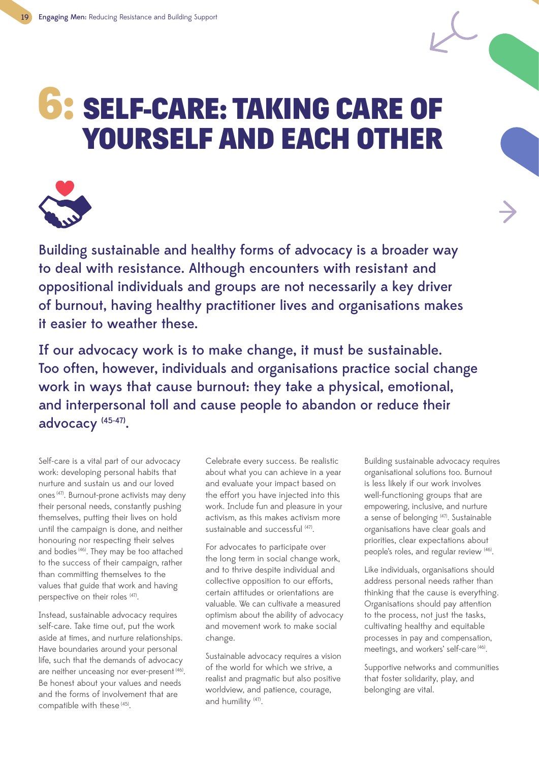# 6: SELF-CARE: TAKING CARE OF YOURSELF AND EACH OTHER

Building sustainable and healthy forms of advocacy is a broader way to deal with resistance. Although encounters with resistant and oppositional individuals and groups are not necessarily a key driver of burnout, having healthy practitioner lives and organisations makes it easier to weather these.

If our advocacy work is to make change, it must be sustainable. Too often, however, individuals and organisations practice social change work in ways that cause burnout: they take a physical, emotional, and interpersonal toll and cause people to abandon or reduce their advocacy [45-47].

Self-care is a vital part of our advocacy work: developing personal habits that nurture and sustain us and our loved ones [47]. Burnout-prone activists may deny their personal needs, constantly pushing themselves, putting their lives on hold until the campaign is done, and neither honouring nor respecting their selves and bodies [46]. They may be too attached to the success of their campaign, rather than committing themselves to the values that guide that work and having perspective on their roles [47].

Instead, sustainable advocacy requires self-care. Take time out, put the work aside at times, and nurture relationships. Have boundaries around your personal life, such that the demands of advocacy are neither unceasing nor ever-present [46]. Be honest about your values and needs and the forms of involvement that are compatible with these [45].

Celebrate every success. Be realistic about what you can achieve in a year and evaluate your impact based on the effort you have injected into this work. Include fun and pleasure in your activism, as this makes activism more sustainable and successful [47].

For advocates to participate over the long term in social change work, and to thrive despite individual and collective opposition to our efforts, certain attitudes or orientations are valuable. We can cultivate a measured optimism about the ability of advocacy and movement work to make social change.

Sustainable advocacy requires a vision of the world for which we strive, a realist and pragmatic but also positive worldview, and patience, courage, and humility [47].

Building sustainable advocacy requires organisational solutions too. Burnout is less likely if our work involves well-functioning groups that are empowering, inclusive, and nurture a sense of belonging [47]. Sustainable organisations have clear goals and priorities, clear expectations about people's roles, and regular review [46].

Like individuals, organisations should address personal needs rather than thinking that the cause is everything. Organisations should pay attention to the process, not just the tasks, cultivating healthy and equitable processes in pay and compensation, meetings, and workers' self-care [46].

Supportive networks and communities that foster solidarity, play, and belonging are vital.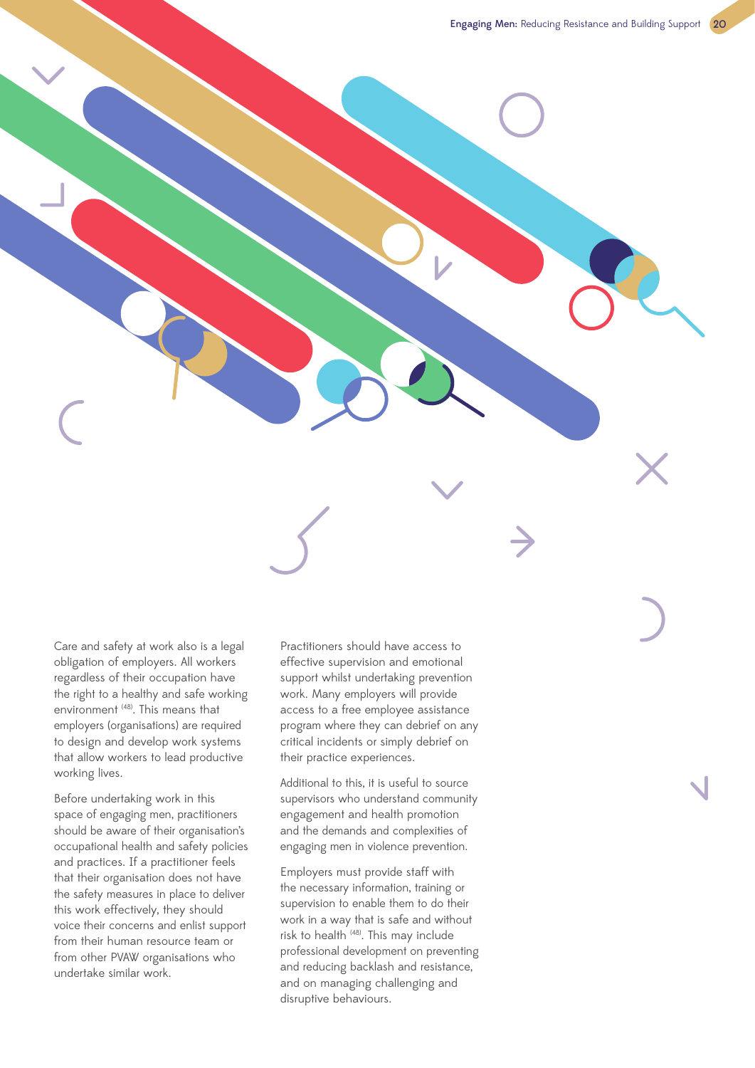Care and safety at work also is a legal obligation of employers. All workers regardless of their occupation have the right to a healthy and safe working environment [48]. This means that employers (organisations) are required to design and develop work systems that allow workers to lead productive working lives.

Before undertaking work in this space of engaging men, practitioners should be aware of their organisation's occupational health and safety policies and practices. If a practitioner feels that their organisation does not have the safety measures in place to deliver this work effectively, they should voice their concerns and enlist support from their human resource team or from other PVAW organisations who undertake similar work.

Practitioners should have access to effective supervision and emotional support whilst undertaking prevention work. Many employers will provide access to a free employee assistance program where they can debrief on any critical incidents or simply debrief on their practice experiences.

Additional to this, it is useful to source supervisors who understand community engagement and health promotion and the demands and complexities of engaging men in violence prevention.

Employers must provide staff with the necessary information, training or supervision to enable them to do their work in a way that is safe and without risk to health [48]. This may include professional development on preventing and reducing backlash and resistance, and on managing challenging and disruptive behaviours.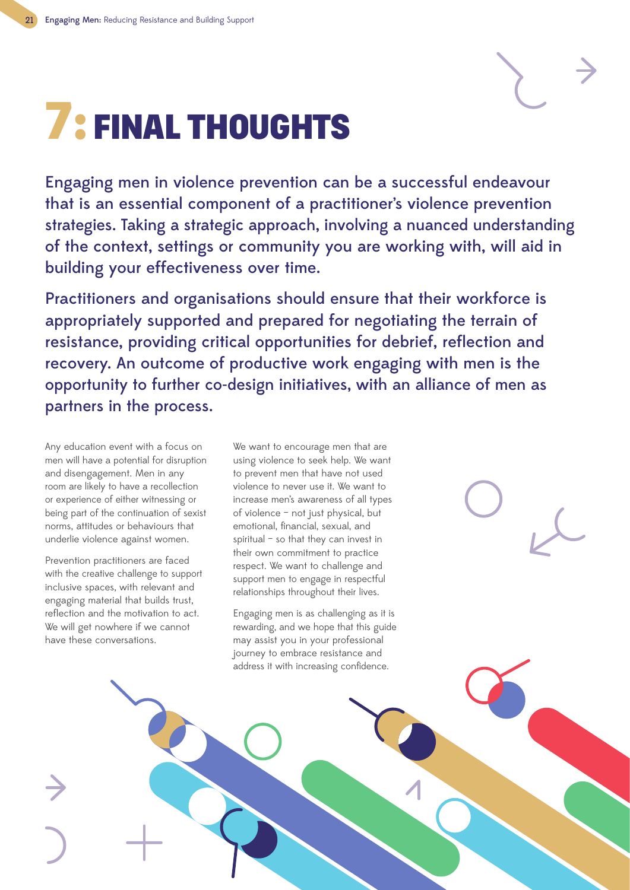# 7: FINAL THOUGHTS

**Engaging men in violence prevention can be a successful endeavour that is an essential component of a practitioner's violence prevention strategies. Taking a strategic approach, involving a nuanced understanding of the context, settings or community you are working with, will aid in building your effectiveness over time.**

**Practitioners and organisations should ensure that their workforce is appropriately supported and prepared for negotiating the terrain of resistance, providing critical opportunities for debrief, reflection and recovery. An outcome of productive work engaging with men is the opportunity to further co-design initiatives, with an alliance of men as partners in the process.**

Any education event with a focus on men will have a potential for disruption and disengagement. Men in any room are likely to have a recollection or experience of either witnessing or being part of the continuation of sexist norms, attitudes or behaviours that underlie violence against women.

Prevention practitioners are faced with the creative challenge to support inclusive spaces, with relevant and engaging material that builds trust, reflection and the motivation to act. We will get nowhere if we cannot have these conversations.

We want to encourage men that are using violence to seek help. We want to prevent men that have not used violence to never use it. We want to increase men's awareness of all types of violence – not just physical, but emotional, financial, sexual, and spiritual – so that they can invest in their own commitment to practice respect. We want to challenge and support men to engage in respectful relationships throughout their lives.

Engaging men is as challenging as it is rewarding, and we hope that this guide may assist you in your professional journey to embrace resistance and address it with increasing confidence.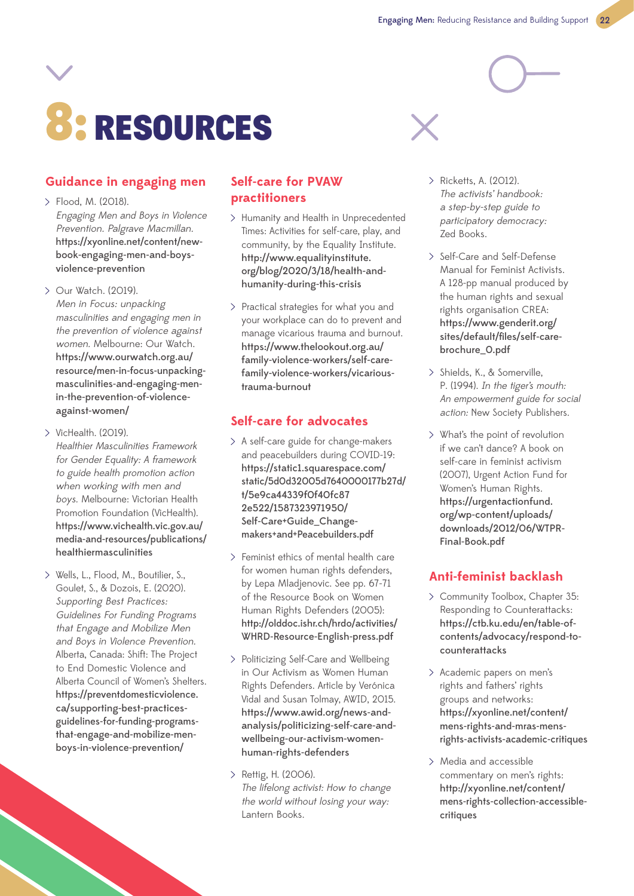# 8: RESOURCES

## Guidance in engaging men

- Flood, M. (2018). *Engaging Men and Boys in Violence Prevention. Palgrave Macmillan.* **https://xyonline.net/content/new-book-engaging-men-and-boys-violence-prevention**
- Our Watch. (2019). *Men in Focus: unpacking masculinities and engaging men in the prevention of violence against women.* Melbourne: Our Watch. **https://www.ourwatch.org.au/resource/men-in-focus-unpacking-masculinities-and-engaging-men-in-the-prevention-of-violence-against-women/**
- VicHealth. (2019). *Healthier Masculinities Framework for Gender Equality: A framework to guide health promotion action when working with men and boys.* Melbourne: Victorian Health Promotion Foundation (VicHealth). **https://www.vichealth.vic.gov.au/media-and-resources/publications/healthiermasculinities**
- Wells, L., Flood, M., Boutilier, S., Goulet, S., & Dozois, E. (2020). *Supporting Best Practices: Guidelines For Funding Programs that Engage and Mobilize Men and Boys in Violence Prevention.* Alberta, Canada: Shift: The Project to End Domestic Violence and Alberta Council of Women's Shelters. **https://preventdomesticviolence.ca/supporting-best-practices-guidelines-for-funding-programs-that-engage-and-mobilize-men-boys-in-violence-prevention/**

## Self-care for PVAW practitioners

- Humanity and Health in Unprecedented Times: Activities for self-care, play, and community, by the Equality Institute. **http://www.equalityinstitute.org/blog/2020/3/18/health-and-humanity-during-this-crisis**
- Practical strategies for what you and your workplace can do to prevent and manage vicarious trauma and burnout. **https://www.thelookout.org.au/family-violence-workers/self-care-family-violence-workers/vicarious-trauma-burnout**

## Self-care for advocates

- A self-care guide for change-makers and peacebuilders during COVID-19: **https://static1.squarespace.com/static/5d0d32005d7640000177b27d/t/5e9ca44339f0f40fc872e522/1587323971950/Self-Care+Guide_Change-makers+and+Peacebuilders.pdf**
- Feminist ethics of mental health care for women human rights defenders, by Lepa Mladjenovic. See pp. 67-71 of the Resource Book on Women Human Rights Defenders (2005): **http://olddoc.ishr.ch/hrdo/activities/WHRD-Resource-English-press.pdf**
- Politicizing Self-Care and Wellbeing in Our Activism as Women Human Rights Defenders. Article by Verónica Vidal and Susan Tolmay, AWID, 2015. **https://www.awid.org/news-and-analysis/politicizing-self-care-and-wellbeing-our-activism-women-human-rights-defenders**
- Rettig, H. (2006). *The lifelong activist: How to change the world without losing your way:* Lantern Books.
- Ricketts, A. (2012). *The activists' handbook: a step-by-step guide to participatory democracy:* Zed Books.
- Self-Care and Self-Defense Manual for Feminist Activists. A 128-pp manual produced by the human rights and sexual rights organisation CREA: **https://www.genderit.org/sites/default/files/self-care-brochure_0.pdf**
- Shields, K., & Somerville, P. (1994). *In the tiger's mouth: An empowerment guide for social action:* New Society Publishers.
- What's the point of revolution if we can't dance? A book on self-care in feminist activism (2007), Urgent Action Fund for Women's Human Rights. **https://urgentactionfund.org/wp-content/uploads/downloads/2012/06/WTPR-Final-Book.pdf**

## Anti-feminist backlash

- Community Toolbox, Chapter 35: Responding to Counterattacks: **https://ctb.ku.edu/en/table-of-contents/advocacy/respond-to-counterattacks**
- Academic papers on men's rights and fathers' rights groups and networks: **https://xyonline.net/content/mens-rights-and-mras-mens-rights-activists-academic-critiques**
- Media and accessible commentary on men's rights: **http://xyonline.net/content/mens-rights-collection-accessible-critiques**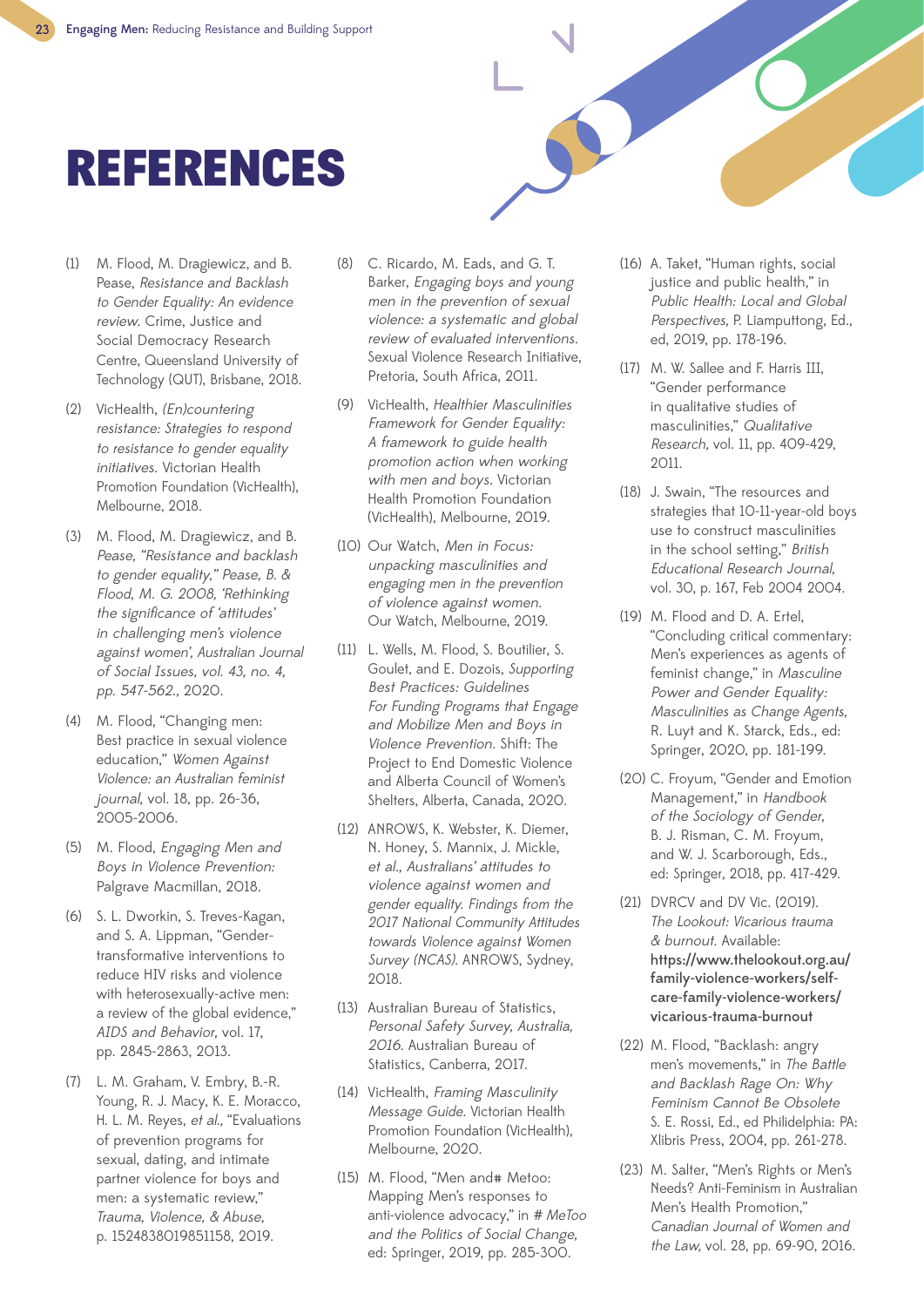# REFERENCES

(1) M. Flood, M. Dragiewicz, and B. Pease, *Resistance and Backlash to Gender Equality: An evidence review.* Crime, Justice and Social Democracy Research Centre, Queensland University of Technology (QUT), Brisbane, 2018.

(2) VicHealth, *(En)countering resistance: Strategies to respond to resistance to gender equality initiatives.* Victorian Health Promotion Foundation (VicHealth), Melbourne, 2018.

(3) M. Flood, M. Dragiewicz, and B. *Pease, "Resistance and backlash to gender equality," Pease, B. & Flood, M. G. 2008, 'Rethinking the significance of 'attitudes' in challenging men's violence against women', Australian Journal of Social Issues, vol. 43, no. 4, pp. 547-562.,* 2020.

(4) M. Flood, "Changing men: Best practice in sexual violence education," *Women Against Violence: an Australian feminist journal,* vol. 18, pp. 26-36, 2005-2006.

(5) M. Flood, *Engaging Men and Boys in Violence Prevention:* Palgrave Macmillan, 2018.

(6) S. L. Dworkin, S. Treves-Kagan, and S. A. Lippman, "Gender-transformative interventions to reduce HIV risks and violence with heterosexually-active men: a review of the global evidence," *AIDS and Behavior,* vol. 17, pp. 2845-2863, 2013.

(7) L. M. Graham, V. Embry, B.-R. Young, R. J. Macy, K. E. Moracco, H. L. M. Reyes, *et al.,* "Evaluations of prevention programs for sexual, dating, and intimate partner violence for boys and men: a systematic review," *Trauma, Violence, & Abuse,* p. 1524838019851158, 2019.

(8) C. Ricardo, M. Eads, and G. T. Barker, *Engaging boys and young men in the prevention of sexual violence: a systematic and global review of evaluated interventions.* Sexual Violence Research Initiative, Pretoria, South Africa, 2011.

(9) VicHealth, *Healthier Masculinities Framework for Gender Equality: A framework to guide health promotion action when working with men and boys.* Victorian Health Promotion Foundation (VicHealth), Melbourne, 2019.

(10) Our Watch, *Men in Focus: unpacking masculinities and engaging men in the prevention of violence against women.* Our Watch, Melbourne, 2019.

(11) L. Wells, M. Flood, S. Boutilier, S. Goulet, and E. Dozois, *Supporting Best Practices: Guidelines For Funding Programs that Engage and Mobilize Men and Boys in Violence Prevention.* Shift: The Project to End Domestic Violence and Alberta Council of Women's Shelters, Alberta, Canada, 2020.

(12) ANROWS, K. Webster, K. Diemer, N. Honey, S. Mannix, J. Mickle, *et al., Australians' attitudes to violence against women and gender equality. Findings from the 2017 National Community Attitudes towards Violence against Women Survey (NCAS).* ANROWS, Sydney, 2018.

(13) Australian Bureau of Statistics, *Personal Safety Survey, Australia, 2016.* Australian Bureau of Statistics, Canberra, 2017.

(14) VicHealth, *Framing Masculinity Message Guide.* Victorian Health Promotion Foundation (VicHealth), Melbourne, 2020.

(15) M. Flood, "Men and# Metoo: Mapping Men's responses to anti-violence advocacy," in *# MeToo and the Politics of Social Change,* ed: Springer, 2019, pp. 285-300.

(16) A. Taket, "Human rights, social justice and public health," in *Public Health: Local and Global Perspectives,* P. Liamputtong, Ed., ed, 2019, pp. 178-196.

(17) M. W. Sallee and F. Harris III, "Gender performance in qualitative studies of masculinities," *Qualitative Research,* vol. 11, pp. 409-429, 2011.

(18) J. Swain, "The resources and strategies that 10-11-year-old boys use to construct masculinities in the school setting," *British Educational Research Journal,* vol. 30, p. 167, Feb 2004 2004.

(19) M. Flood and D. A. Ertel, "Concluding critical commentary: Men's experiences as agents of feminist change," in *Masculine Power and Gender Equality: Masculinities as Change Agents,* R. Luyt and K. Starck, Eds., ed: Springer, 2020, pp. 181-199.

(20) C. Froyum, "Gender and Emotion Management," in *Handbook of the Sociology of Gender,* B. J. Risman, C. M. Froyum, and W. J. Scarborough, Eds., ed: Springer, 2018, pp. 417-429.

(21) DVRCV and DV Vic. (2019). *The Lookout: Vicarious trauma & burnout.* Available: **https://www.thelookout.org.au/family-violence-workers/self-care-family-violence-workers/vicarious-trauma-burnout**

(22) M. Flood, "Backlash: angry men's movements," in *The Battle and Backlash Rage On: Why Feminism Cannot Be Obsolete* S. E. Rossi, Ed., ed Philidelphia: PA: Xlibris Press, 2004, pp. 261-278.

(23) M. Salter, "Men's Rights or Men's Needs? Anti-Feminism in Australian Men's Health Promotion," *Canadian Journal of Women and the Law,* vol. 28, pp. 69-90, 2016.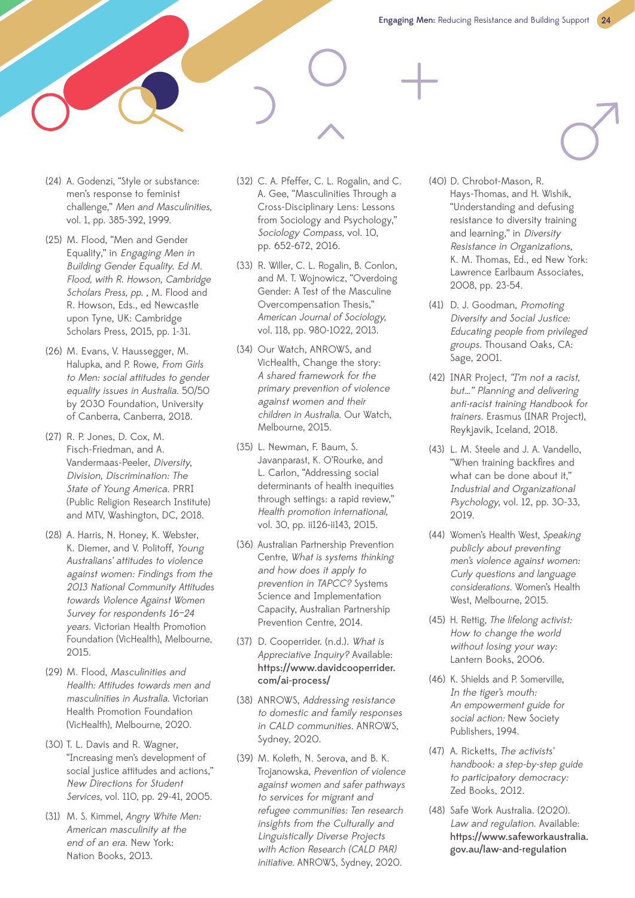(24) A. Godenzi, "Style or substance: men's response to feminist challenge," *Men and Masculinities,* vol. 1, pp. 385-392, 1999.

(25) M. Flood, "Men and Gender Equality," in *Engaging Men in Building Gender Equality. Ed M. Flood, with R. Howson, Cambridge Scholars Press, pp. ,* M. Flood and R. Howson, Eds., ed Newcastle upon Tyne, UK: Cambridge Scholars Press, 2015, pp. 1-31.

(26) M. Evans, V. Haussegger, M. Halupka, and P. Rowe, *From Girls to Men: social attitudes to gender equality issues in Australia.* 50/50 by 2030 Foundation, University of Canberra, Canberra, 2018.

(27) R. P. Jones, D. Cox, M. Fisch-Friedman, and A. Vandermaas-Peeler, *Diversity, Division, Discrimination: The State of Young America.* PRRI (Public Religion Research Institute) and MTV, Washington, DC, 2018.

(28) A. Harris, N. Honey, K. Webster, K. Diemer, and V. Politoff, *Young Australians' attitudes to violence against women: Findings from the 2013 National Community Attitudes towards Violence Against Women Survey for respondents 16–24 years.* Victorian Health Promotion Foundation (VicHealth), Melbourne, 2015.

(29) M. Flood, *Masculinities and Health: Attitudes towards men and masculinities in Australia.* Victorian Health Promotion Foundation (VicHealth), Melbourne, 2020.

(30) T. L. Davis and R. Wagner, "Increasing men's development of social justice attitudes and actions," *New Directions for Student Services,* vol. 110, pp. 29-41, 2005.

(31) M. S. Kimmel, *Angry White Men: American masculinity at the end of an era.* New York: Nation Books, 2013.

(32) C. A. Pfeffer, C. L. Rogalin, and C. A. Gee, "Masculinities Through a Cross-Disciplinary Lens: Lessons from Sociology and Psychology," *Sociology Compass,* vol. 10, pp. 652-672, 2016.

(33) R. Willer, C. L. Rogalin, B. Conlon, and M. T. Wojnowicz, "Overdoing Gender: A Test of the Masculine Overcompensation Thesis," *American Journal of Sociology,* vol. 118, pp. 980-1022, 2013.

(34) Our Watch, ANROWS, and VicHealth, Change the story: *A shared framework for the primary prevention of violence against women and their children in Australia.* Our Watch, Melbourne, 2015.

(35) L. Newman, F. Baum, S. Javanparast, K. O'Rourke, and L. Carlon, "Addressing social determinants of health inequities through settings: a rapid review," *Health promotion international,* vol. 30, pp. ii126-ii143, 2015.

(36) Australian Partnership Prevention Centre, *What is systems thinking and how does it apply to prevention in TAPCC?* Systems Science and Implementation Capacity, Australian Partnership Prevention Centre, 2014.

(37) D. Cooperrider. (n.d.). *What is Appreciative Inquiry?* Available: **https://www.davidcooperrider.com/ai-process/**

(38) ANROWS, *Addressing resistance to domestic and family responses in CALD communities.* ANROWS, Sydney, 2020.

(39) M. Koleth, N. Serova, and B. K. Trojanowska, *Prevention of violence against women and safer pathways to services for migrant and refugee communities: Ten research insights from the Culturally and Linguistically Diverse Projects with Action Research (CALD PAR) initiative.* ANROWS, Sydney, 2020.

(40) D. Chrobot-Mason, R. Hays-Thomas, and H. Wishik, "Understanding and defusing resistance to diversity training and learning," in *Diversity Resistance in Organizations,* K. M. Thomas, Ed., ed New York: Lawrence Earlbaum Associates, 2008, pp. 23-54.

(41) D. J. Goodman, *Promoting Diversity and Social Justice: Educating people from privileged groups.* Thousand Oaks, CA: Sage, 2001.

(42) INAR Project, *"I'm not a racist, but..." Planning and delivering anti-racist training Handbook for trainers.* Erasmus (INAR Project), Reykjavik, Iceland, 2018.

(43) L. M. Steele and J. A. Vandello, "When training backfires and what can be done about it," *Industrial and Organizational Psychology,* vol. 12, pp. 30-33, 2019.

(44) Women's Health West, *Speaking publicly about preventing men's violence against women: Curly questions and language considerations.* Women's Health West, Melbourne, 2015.

(45) H. Rettig, *The lifelong activist: How to change the world without losing your way:* Lantern Books, 2006.

(46) K. Shields and P. Somerville, *In the tiger's mouth: An empowerment guide for social action:* New Society Publishers, 1994.

(47) A. Ricketts, *The activists' handbook: a step-by-step guide to participatory democracy:* Zed Books, 2012.

(48) Safe Work Australia. (2020). *Law and regulation.* Available: **https://www.safeworkaustralia.gov.au/law-and-regulation**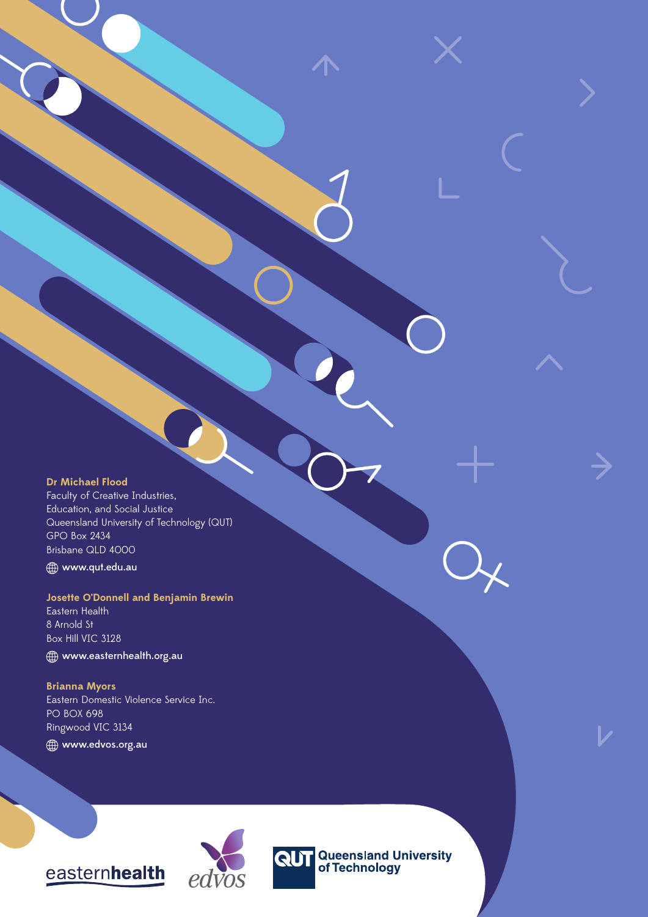**Dr Michael Flood**
Faculty of Creative Industries, Education, and Social Justice
Queensland University of Technology (QUT)
GPO Box 2434
Brisbane QLD 4000

www.qut.edu.au

**Josette O'Donnell and Benjamin Brewin**
Eastern Health
8 Arnold St
Box Hill VIC 3128

www.easternhealth.org.au

**Brianna Myors**
Eastern Domestic Violence Service Inc.
PO BOX 698
Ringwood VIC 3134

www.edvos.org.au

easternhealth

edvos

QUT Queensland University of Technology